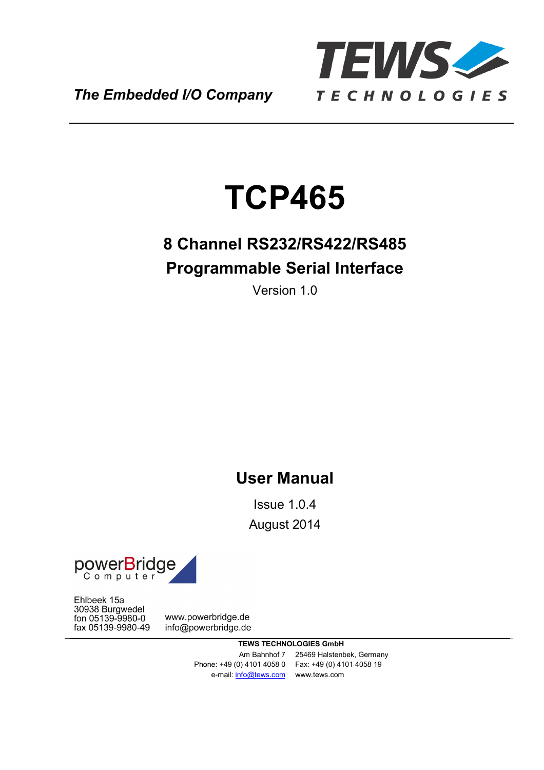*The Embedded I/O Company*

TEWS TECHNOLOGIES

# TCP465

## 8 Channel RS232/RS422/RS485 Programmable Serial Interface

Version 1.0

## User Manual

Issue 1.0.4

August 2014

powerBridge Computer

Ehlbeek 15a
30938 Burgwedel
fon 05139-9980-0
fax 05139-9980-49

www.powerbridge.de
info@powerbridge.de

**TEWS TECHNOLOGIES GmbH**

Am Bahnhof 7 25469 Halstenbek, Germany
Phone: +49 (0) 4101 4058 0 Fax: +49 (0) 4101 4058 19
e-mail: info@tews.com www.tews.com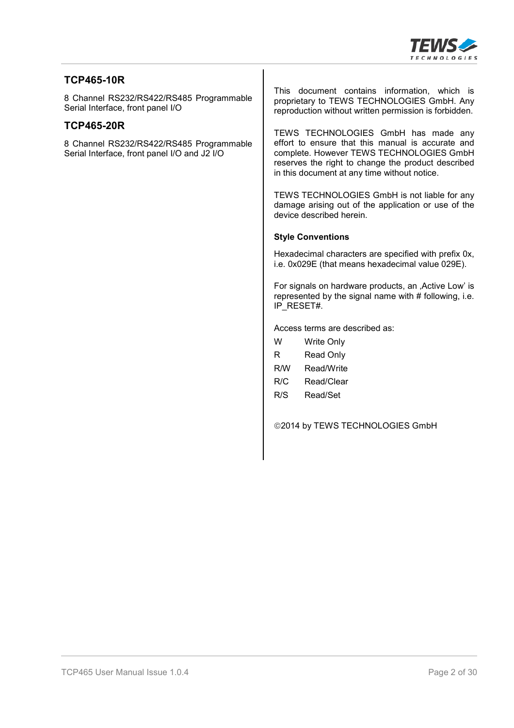## TCP465-10R

8 Channel RS232/RS422/RS485 Programmable Serial Interface, front panel I/O

## TCP465-20R

8 Channel RS232/RS422/RS485 Programmable Serial Interface, front panel I/O and J2 I/O

This document contains information, which is proprietary to TEWS TECHNOLOGIES GmbH. Any reproduction without written permission is forbidden.

TEWS TECHNOLOGIES GmbH has made any effort to ensure that this manual is accurate and complete. However TEWS TECHNOLOGIES GmbH reserves the right to change the product described in this document at any time without notice.

TEWS TECHNOLOGIES GmbH is not liable for any damage arising out of the application or use of the device described herein.

**Style Conventions**

Hexadecimal characters are specified with prefix 0x, i.e. 0x029E (that means hexadecimal value 029E).

For signals on hardware products, an ‚Active Low' is represented by the signal name with # following, i.e. IP_RESET#.

Access terms are described as:

| | |
|---|---|
| W | Write Only |
| R | Read Only |
| R/W | Read/Write |
| R/C | Read/Clear |
| R/S | Read/Set |

©2014 by TEWS TECHNOLOGIES GmbH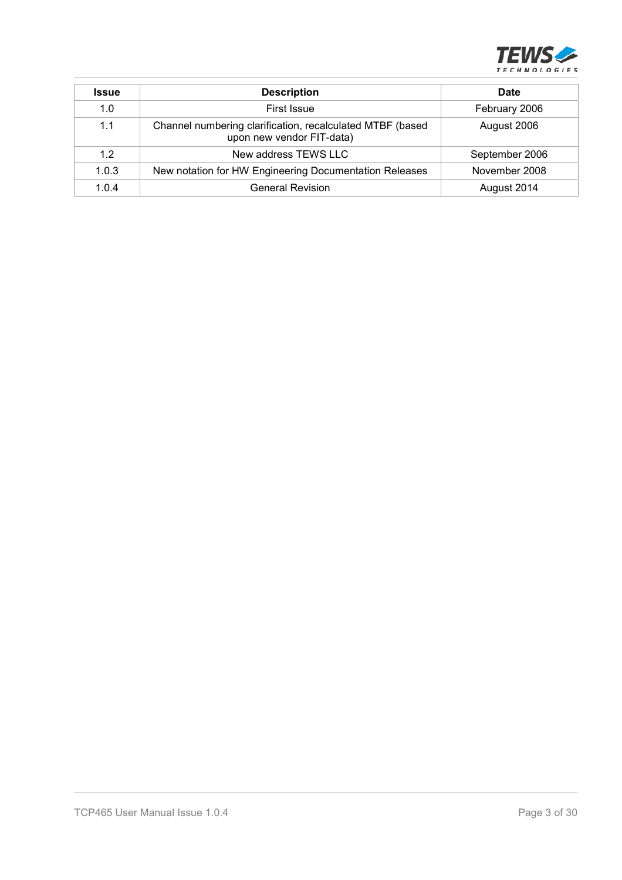| Issue | Description | Date |
|---|---|---|
| 1.0 | First Issue | February 2006 |
| 1.1 | Channel numbering clarification, recalculated MTBF (based upon new vendor FIT-data) | August 2006 |
| 1.2 | New address TEWS LLC | September 2006 |
| 1.0.3 | New notation for HW Engineering Documentation Releases | November 2008 |
| 1.0.4 | General Revision | August 2014 |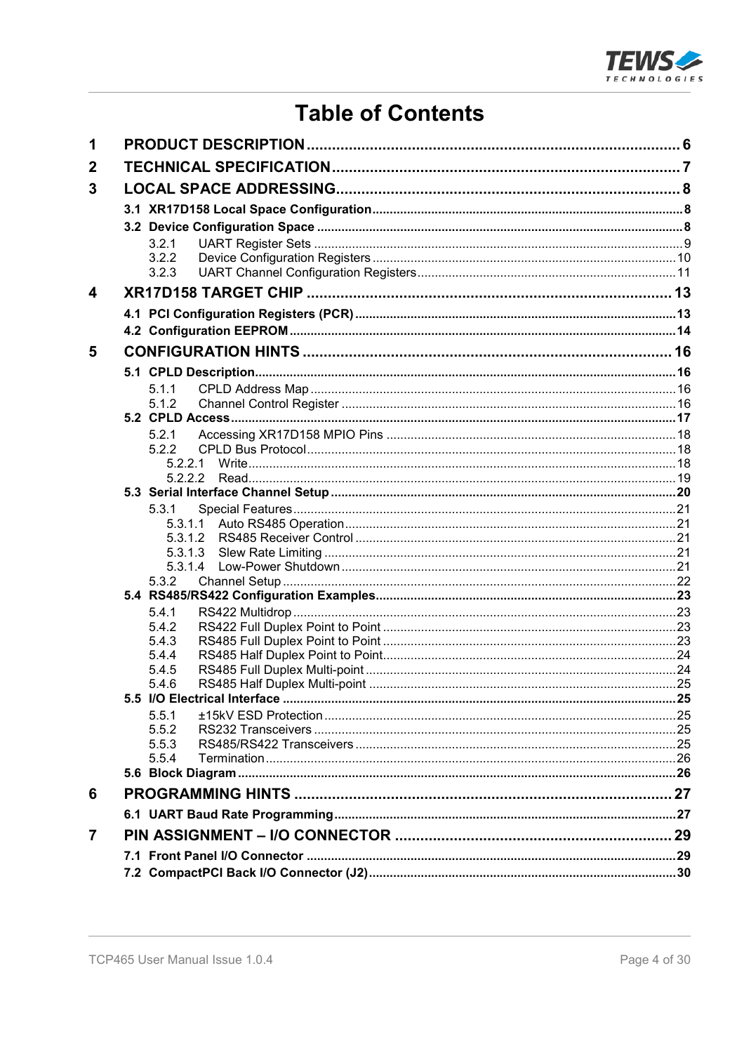# Table of Contents

1 PRODUCT DESCRIPTION ........................................................................................ 6
2 TECHNICAL SPECIFICATION ................................................................................. 7
3 LOCAL SPACE ADDRESSING.................................................................................. 8
  3.1 XR17D158 Local Space Configuration ......................................................................... 8
  3.2 Device Configuration Space ........................................................................................ 8
    3.2.1 UART Register Sets ......................................................................................... 9
    3.2.2 Device Configuration Registers ....................................................................... 10
    3.2.3 UART Channel Configuration Registers ........................................................... 11
4 XR17D158 TARGET CHIP ...................................................................................... 13
  4.1 PCI Configuration Registers (PCR) ............................................................................ 13
  4.2 Configuration EEPROM ............................................................................................... 14
5 CONFIGURATION HINTS ....................................................................................... 16
  5.1 CPLD Description ........................................................................................................ 16
    5.1.1 CPLD Address Map .......................................................................................... 16
    5.1.2 Channel Control Register ................................................................................. 16
  5.2 CPLD Access ............................................................................................................... 17
    5.2.1 Accessing XR17D158 MPIO Pins .................................................................... 18
    5.2.2 CPLD Bus Protocol ........................................................................................... 18
      5.2.2.1 Write ........................................................................................................... 18
      5.2.2.2 Read ........................................................................................................... 19
  5.3 Serial Interface Channel Setup ................................................................................... 20
    5.3.1 Special Features ............................................................................................... 21
      5.3.1.1 Auto RS485 Operation ............................................................................... 21
      5.3.1.2 RS485 Receiver Control ............................................................................. 21
      5.3.1.3 Slew Rate Limiting ..................................................................................... 21
      5.3.1.4 Low-Power Shutdown ................................................................................ 21
    5.3.2 Channel Setup .................................................................................................. 22
  5.4 RS485/RS422 Configuration Examples ...................................................................... 23
    5.4.1 RS422 Multidrop ............................................................................................... 23
    5.4.2 RS422 Full Duplex Point to Point ..................................................................... 23
    5.4.3 RS485 Full Duplex Point to Point ..................................................................... 23
    5.4.4 RS485 Half Duplex Point to Point ..................................................................... 24
    5.4.5 RS485 Full Duplex Multi-point .......................................................................... 24
    5.4.6 RS485 Half Duplex Multi-point ......................................................................... 25
  5.5 I/O Electrical Interface ................................................................................................. 25
    5.5.1 ±15kV ESD Protection ...................................................................................... 25
    5.5.2 RS232 Transceivers ......................................................................................... 25
    5.5.3 RS485/RS422 Transceivers ............................................................................. 25
    5.5.4 Termination ...................................................................................................... 26
  5.6 Block Diagram ............................................................................................................. 26
6 PROGRAMMING HINTS ......................................................................................... 27
  6.1 UART Baud Rate Programming .................................................................................. 27
7 PIN ASSIGNMENT – I/O CONNECTOR ................................................................. 29
  7.1 Front Panel I/O Connector .......................................................................................... 29
  7.2 CompactPCI Back I/O Connector (J2) ........................................................................ 30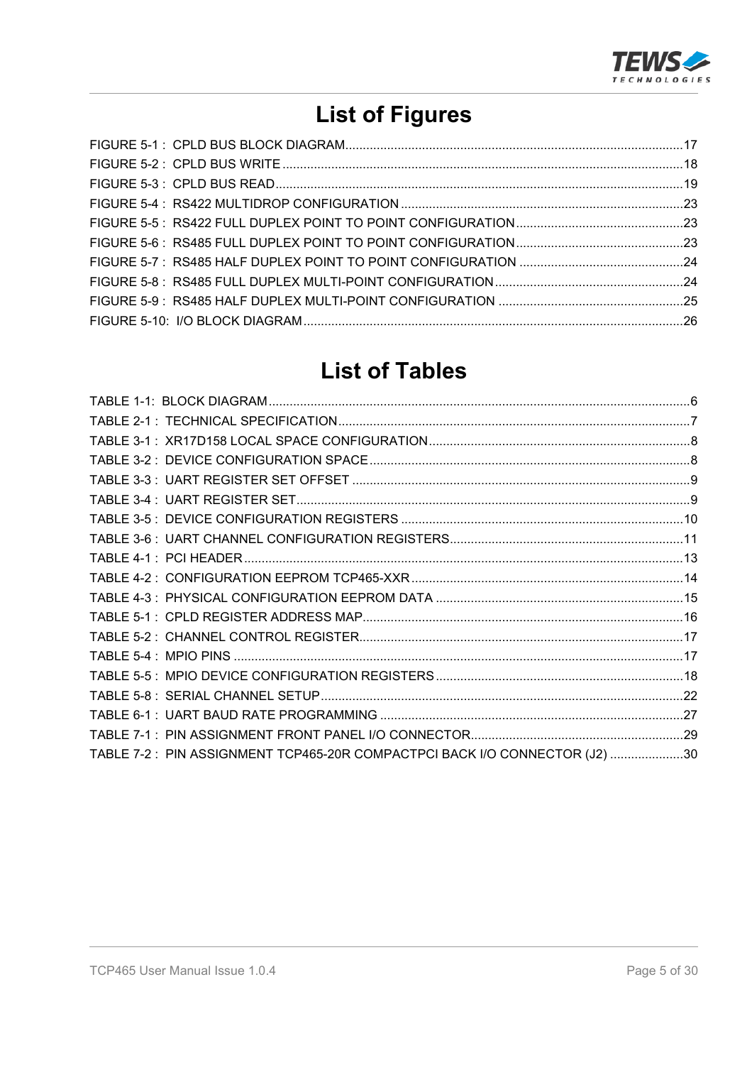# List of Figures

FIGURE 5-1 : CPLD BUS BLOCK DIAGRAM.....17
FIGURE 5-2 : CPLD BUS WRITE.....18
FIGURE 5-3 : CPLD BUS READ.....19
FIGURE 5-4 : RS422 MULTIDROP CONFIGURATION.....23
FIGURE 5-5 : RS422 FULL DUPLEX POINT TO POINT CONFIGURATION.....23
FIGURE 5-6 : RS485 FULL DUPLEX POINT TO POINT CONFIGURATION.....23
FIGURE 5-7 : RS485 HALF DUPLEX POINT TO POINT CONFIGURATION.....24
FIGURE 5-8 : RS485 FULL DUPLEX MULTI-POINT CONFIGURATION.....24
FIGURE 5-9 : RS485 HALF DUPLEX MULTI-POINT CONFIGURATION.....25
FIGURE 5-10: I/O BLOCK DIAGRAM.....26

# List of Tables

TABLE 1-1: BLOCK DIAGRAM.....6
TABLE 2-1 : TECHNICAL SPECIFICATION.....7
TABLE 3-1 : XR17D158 LOCAL SPACE CONFIGURATION.....8
TABLE 3-2 : DEVICE CONFIGURATION SPACE.....8
TABLE 3-3 : UART REGISTER SET OFFSET.....9
TABLE 3-4 : UART REGISTER SET.....9
TABLE 3-5 : DEVICE CONFIGURATION REGISTERS.....10
TABLE 3-6 : UART CHANNEL CONFIGURATION REGISTERS.....11
TABLE 4-1 : PCI HEADER.....13
TABLE 4-2 : CONFIGURATION EEPROM TCP465-XXR.....14
TABLE 4-3 : PHYSICAL CONFIGURATION EEPROM DATA.....15
TABLE 5-1 : CPLD REGISTER ADDRESS MAP.....16
TABLE 5-2 : CHANNEL CONTROL REGISTER.....17
TABLE 5-4 : MPIO PINS.....17
TABLE 5-5 : MPIO DEVICE CONFIGURATION REGISTERS.....18
TABLE 5-8 : SERIAL CHANNEL SETUP.....22
TABLE 6-1 : UART BAUD RATE PROGRAMMING.....27
TABLE 7-1 : PIN ASSIGNMENT FRONT PANEL I/O CONNECTOR.....29
TABLE 7-2 : PIN ASSIGNMENT TCP465-20R COMPACTPCI BACK I/O CONNECTOR (J2).....30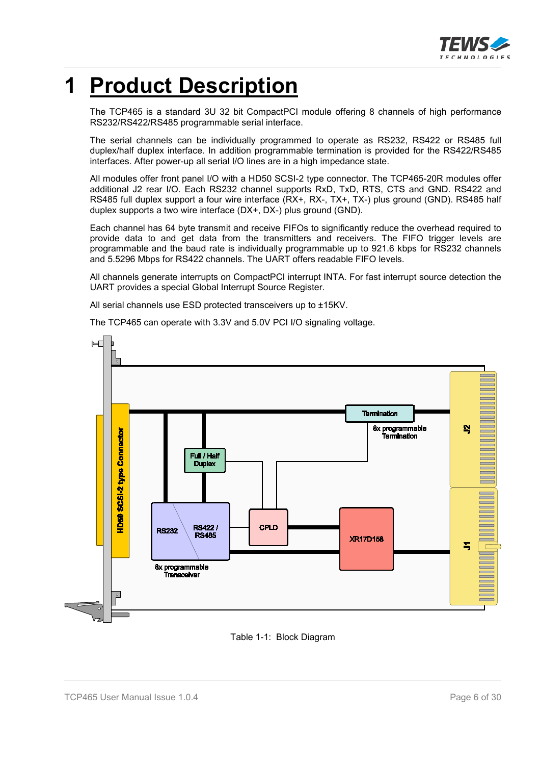# 1 Product Description

The TCP465 is a standard 3U 32 bit CompactPCI module offering 8 channels of high performance RS232/RS422/RS485 programmable serial interface.

The serial channels can be individually programmed to operate as RS232, RS422 or RS485 full duplex/half duplex interface. In addition programmable termination is provided for the RS422/RS485 interfaces. After power-up all serial I/O lines are in a high impedance state.

All modules offer front panel I/O with a HD50 SCSI-2 type connector. The TCP465-20R modules offer additional J2 rear I/O. Each RS232 channel supports RxD, TxD, RTS, CTS and GND. RS422 and RS485 full duplex support a four wire interface (RX+, RX-, TX+, TX-) plus ground (GND). RS485 half duplex supports a two wire interface (DX+, DX-) plus ground (GND).

Each channel has 64 byte transmit and receive FIFOs to significantly reduce the overhead required to provide data to and get data from the transmitters and receivers. The FIFO trigger levels are programmable and the baud rate is individually programmable up to 921.6 kbps for RS232 channels and 5.5296 Mbps for RS422 channels. The UART offers readable FIFO levels.

All channels generate interrupts on CompactPCI interrupt INTA. For fast interrupt source detection the UART provides a special Global Interrupt Source Register.

All serial channels use ESD protected transceivers up to ±15KV.

The TCP465 can operate with 3.3V and 5.0V PCI I/O signaling voltage.

HD50 SCSI-2 type Connector | Termination | 8x programmable Termination | J2 | Full / Half Duplex | RS232 | RS422 / RS485 | CPLD | XR17D158 | J1 | 8x programmable Transceiver

Table 1-1: Block Diagram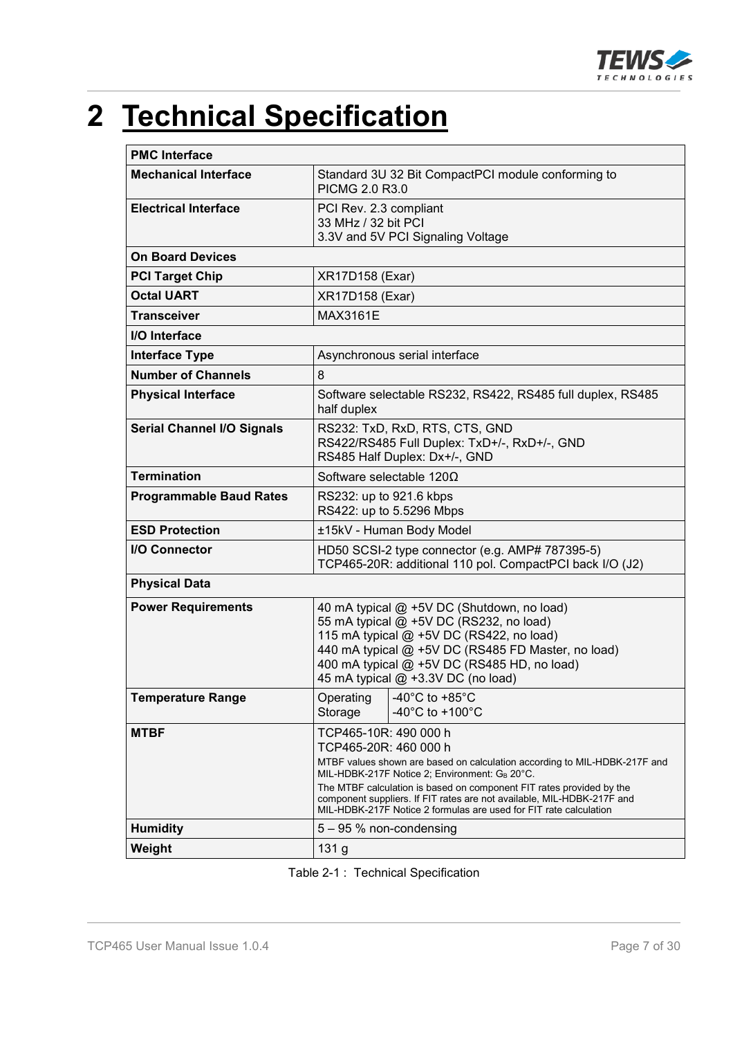# 2 Technical Specification

| **PMC Interface** | |
|---|---|
| **Mechanical Interface** | Standard 3U 32 Bit CompactPCI module conforming to PICMG 2.0 R3.0 |
| **Electrical Interface** | PCI Rev. 2.3 compliant<br>33 MHz / 32 bit PCI<br>3.3V and 5V PCI Signaling Voltage |
| **On Board Devices** | |
| **PCI Target Chip** | XR17D158 (Exar) |
| **Octal UART** | XR17D158 (Exar) |
| **Transceiver** | MAX3161E |
| **I/O Interface** | |
| **Interface Type** | Asynchronous serial interface |
| **Number of Channels** | 8 |
| **Physical Interface** | Software selectable RS232, RS422, RS485 full duplex, RS485 half duplex |
| **Serial Channel I/O Signals** | RS232: TxD, RxD, RTS, CTS, GND<br>RS422/RS485 Full Duplex: TxD+/-, RxD+/-, GND<br>RS485 Half Duplex: Dx+/-, GND |
| **Termination** | Software selectable 120Ω |
| **Programmable Baud Rates** | RS232: up to 921.6 kbps<br>RS422: up to 5.5296 Mbps |
| **ESD Protection** | ±15kV - Human Body Model |
| **I/O Connector** | HD50 SCSI-2 type connector (e.g. AMP# 787395-5)<br>TCP465-20R: additional 110 pol. CompactPCI back I/O (J2) |
| **Physical Data** | |
| **Power Requirements** | 40 mA typical @ +5V DC (Shutdown, no load)<br>55 mA typical @ +5V DC (RS232, no load)<br>115 mA typical @ +5V DC (RS422, no load)<br>440 mA typical @ +5V DC (RS485 FD Master, no load)<br>400 mA typical @ +5V DC (RS485 HD, no load)<br>45 mA typical @ +3.3V DC (no load) |
| **Temperature Range** | Operating: -40°C to +85°C<br>Storage: -40°C to +100°C |
| **MTBF** | TCP465-10R: 490 000 h<br>TCP465-20R: 460 000 h<br>MTBF values shown are based on calculation according to MIL-HDBK-217F and MIL-HDBK-217F Notice 2; Environment: $G_B$ 20°C.<br>The MTBF calculation is based on component FIT rates provided by the component suppliers. If FIT rates are not available, MIL-HDBK-217F and MIL-HDBK-217F Notice 2 formulas are used for FIT rate calculation |
| **Humidity** | 5 – 95 % non-condensing |
| **Weight** | 131 g |

Table 2-1 : Technical Specification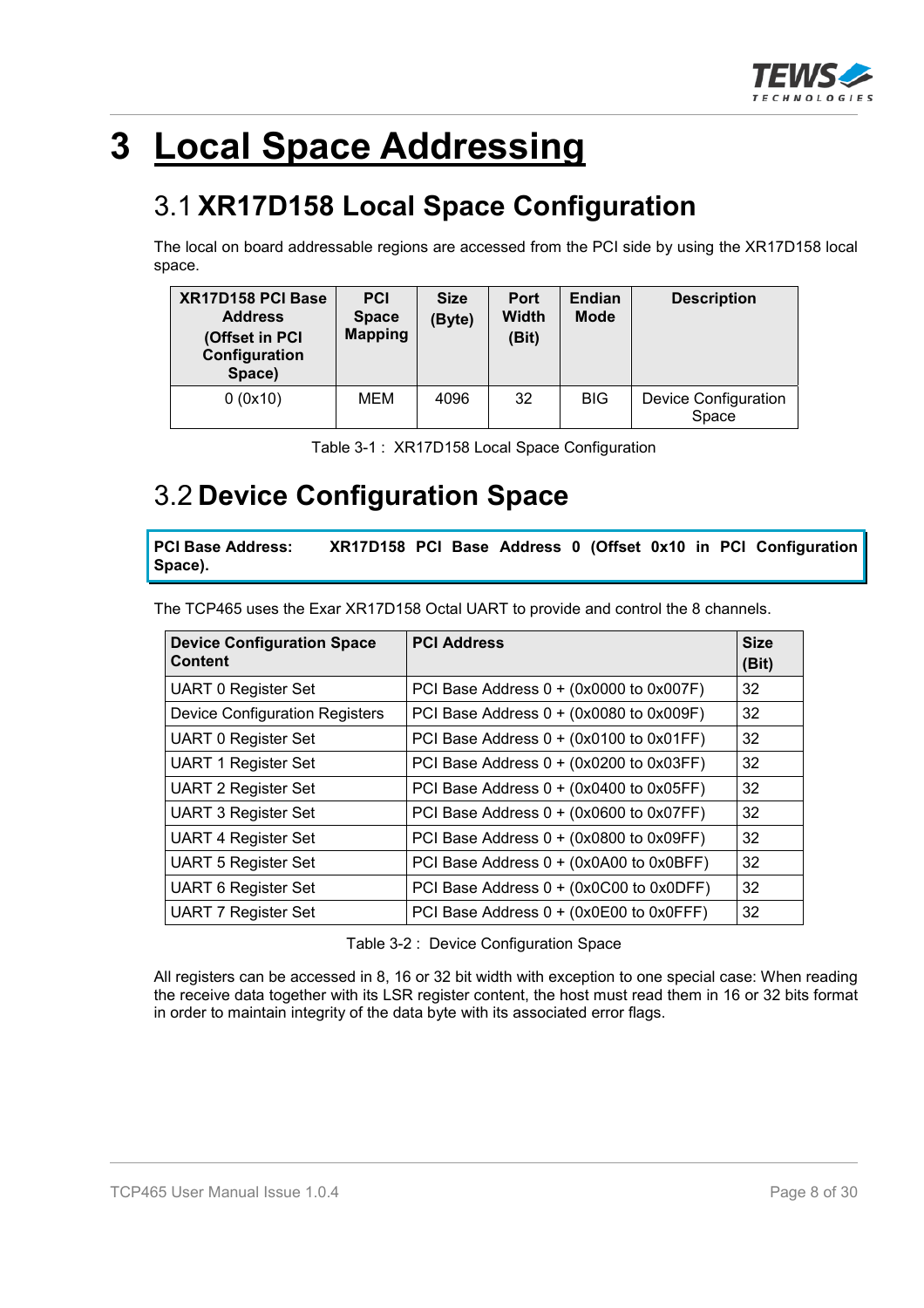# 3 Local Space Addressing

## 3.1 XR17D158 Local Space Configuration

The local on board addressable regions are accessed from the PCI side by using the XR17D158 local space.

| XR17D158 PCI Base Address (Offset in PCI Configuration Space) | PCI Space Mapping | Size (Byte) | Port Width (Bit) | Endian Mode | Description |
|---|---|---|---|---|---|
| 0 (0x10) | MEM | 4096 | 32 | BIG | Device Configuration Space |

Table 3-1 : XR17D158 Local Space Configuration

## 3.2 Device Configuration Space

**PCI Base Address: XR17D158 PCI Base Address 0 (Offset 0x10 in PCI Configuration Space).**

The TCP465 uses the Exar XR17D158 Octal UART to provide and control the 8 channels.

| Device Configuration Space Content | PCI Address | Size (Bit) |
|---|---|---|
| UART 0 Register Set | PCI Base Address 0 + (0x0000 to 0x007F) | 32 |
| Device Configuration Registers | PCI Base Address 0 + (0x0080 to 0x009F) | 32 |
| UART 0 Register Set | PCI Base Address 0 + (0x0100 to 0x01FF) | 32 |
| UART 1 Register Set | PCI Base Address 0 + (0x0200 to 0x03FF) | 32 |
| UART 2 Register Set | PCI Base Address 0 + (0x0400 to 0x05FF) | 32 |
| UART 3 Register Set | PCI Base Address 0 + (0x0600 to 0x07FF) | 32 |
| UART 4 Register Set | PCI Base Address 0 + (0x0800 to 0x09FF) | 32 |
| UART 5 Register Set | PCI Base Address 0 + (0x0A00 to 0x0BFF) | 32 |
| UART 6 Register Set | PCI Base Address 0 + (0x0C00 to 0x0DFF) | 32 |
| UART 7 Register Set | PCI Base Address 0 + (0x0E00 to 0x0FFF) | 32 |

Table 3-2 : Device Configuration Space

All registers can be accessed in 8, 16 or 32 bit width with exception to one special case: When reading the receive data together with its LSR register content, the host must read them in 16 or 32 bits format in order to maintain integrity of the data byte with its associated error flags.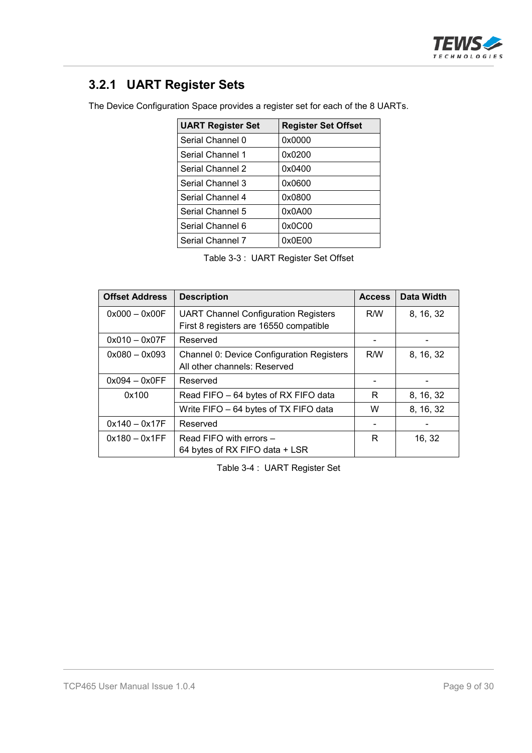### 3.2.1 UART Register Sets

The Device Configuration Space provides a register set for each of the 8 UARTs.

| UART Register Set | Register Set Offset |
|---|---|
| Serial Channel 0 | 0x0000 |
| Serial Channel 1 | 0x0200 |
| Serial Channel 2 | 0x0400 |
| Serial Channel 3 | 0x0600 |
| Serial Channel 4 | 0x0800 |
| Serial Channel 5 | 0x0A00 |
| Serial Channel 6 | 0x0C00 |
| Serial Channel 7 | 0x0E00 |

Table 3-3 : UART Register Set Offset

| Offset Address | Description | Access | Data Width |
|---|---|---|---|
| 0x000 – 0x00F | UART Channel Configuration Registers<br>First 8 registers are 16550 compatible | R/W | 8, 16, 32 |
| 0x010 – 0x07F | Reserved | - | - |
| 0x080 – 0x093 | Channel 0: Device Configuration Registers<br>All other channels: Reserved | R/W | 8, 16, 32 |
| 0x094 – 0x0FF | Reserved | - | - |
| 0x100 | Read FIFO – 64 bytes of RX FIFO data | R | 8, 16, 32 |
| | Write FIFO – 64 bytes of TX FIFO data | W | 8, 16, 32 |
| 0x140 – 0x17F | Reserved | - | - |
| 0x180 – 0x1FF | Read FIFO with errors –<br>64 bytes of RX FIFO data + LSR | R | 16, 32 |

Table 3-4 : UART Register Set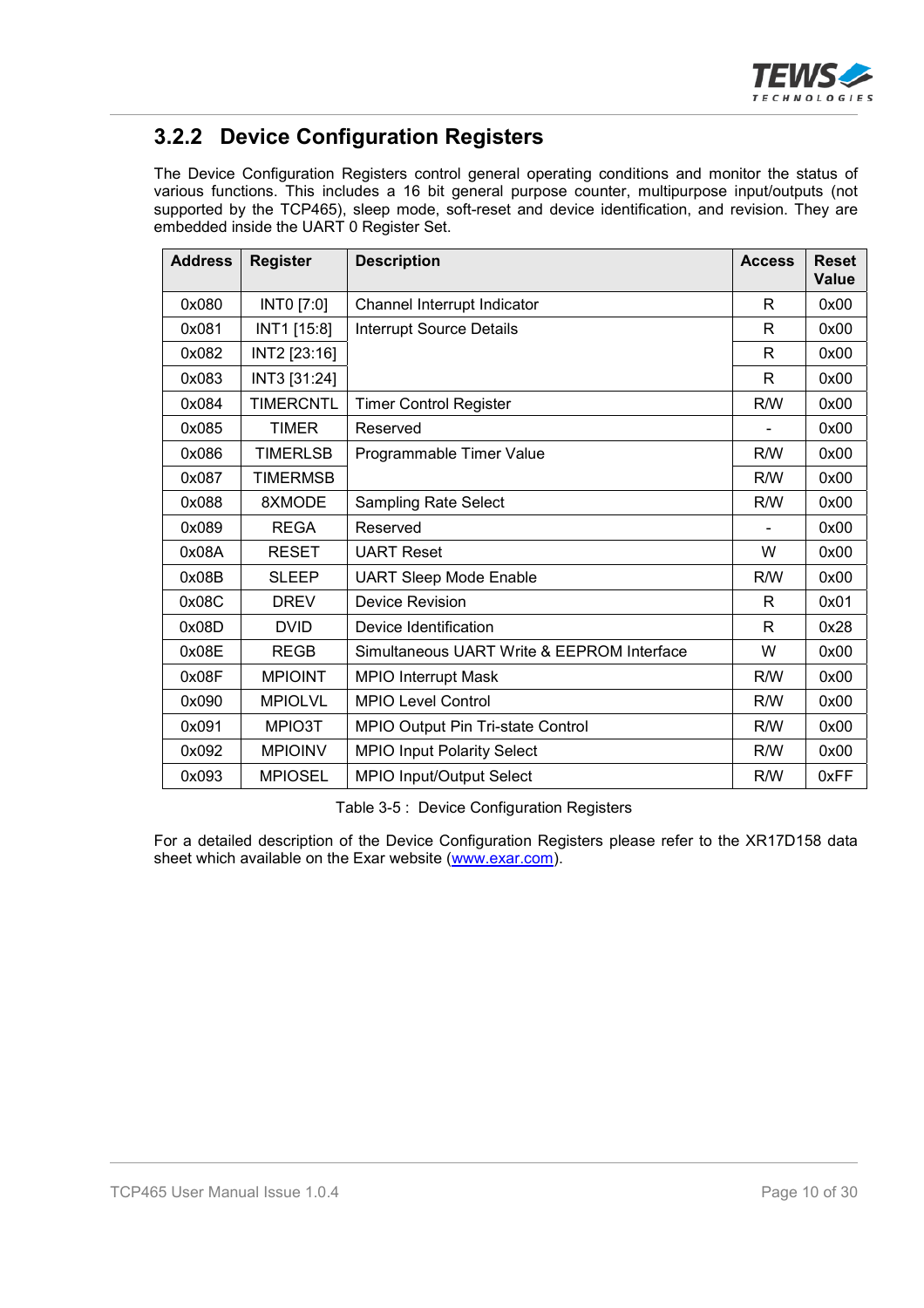### 3.2.2 Device Configuration Registers

The Device Configuration Registers control general operating conditions and monitor the status of various functions. This includes a 16 bit general purpose counter, multipurpose input/outputs (not supported by the TCP465), sleep mode, soft-reset and device identification, and revision. They are embedded inside the UART 0 Register Set.

| Address | Register | Description | Access | Reset Value |
|---|---|---|---|---|
| 0x080 | INT0 [7:0] | Channel Interrupt Indicator | R | 0x00 |
| 0x081 | INT1 [15:8] | Interrupt Source Details | R | 0x00 |
| 0x082 | INT2 [23:16] | | R | 0x00 |
| 0x083 | INT3 [31:24] | | R | 0x00 |
| 0x084 | TIMERCNTL | Timer Control Register | R/W | 0x00 |
| 0x085 | TIMER | Reserved | - | 0x00 |
| 0x086 | TIMERLSB | Programmable Timer Value | R/W | 0x00 |
| 0x087 | TIMERMSB | | R/W | 0x00 |
| 0x088 | 8XMODE | Sampling Rate Select | R/W | 0x00 |
| 0x089 | REGA | Reserved | - | 0x00 |
| 0x08A | RESET | UART Reset | W | 0x00 |
| 0x08B | SLEEP | UART Sleep Mode Enable | R/W | 0x00 |
| 0x08C | DREV | Device Revision | R | 0x01 |
| 0x08D | DVID | Device Identification | R | 0x28 |
| 0x08E | REGB | Simultaneous UART Write & EEPROM Interface | W | 0x00 |
| 0x08F | MPIOINT | MPIO Interrupt Mask | R/W | 0x00 |
| 0x090 | MPIOLVL | MPIO Level Control | R/W | 0x00 |
| 0x091 | MPIO3T | MPIO Output Pin Tri-state Control | R/W | 0x00 |
| 0x092 | MPIOINV | MPIO Input Polarity Select | R/W | 0x00 |
| 0x093 | MPIOSEL | MPIO Input/Output Select | R/W | 0xFF |

Table 3-5 : Device Configuration Registers

For a detailed description of the Device Configuration Registers please refer to the XR17D158 data sheet which available on the Exar website (www.exar.com).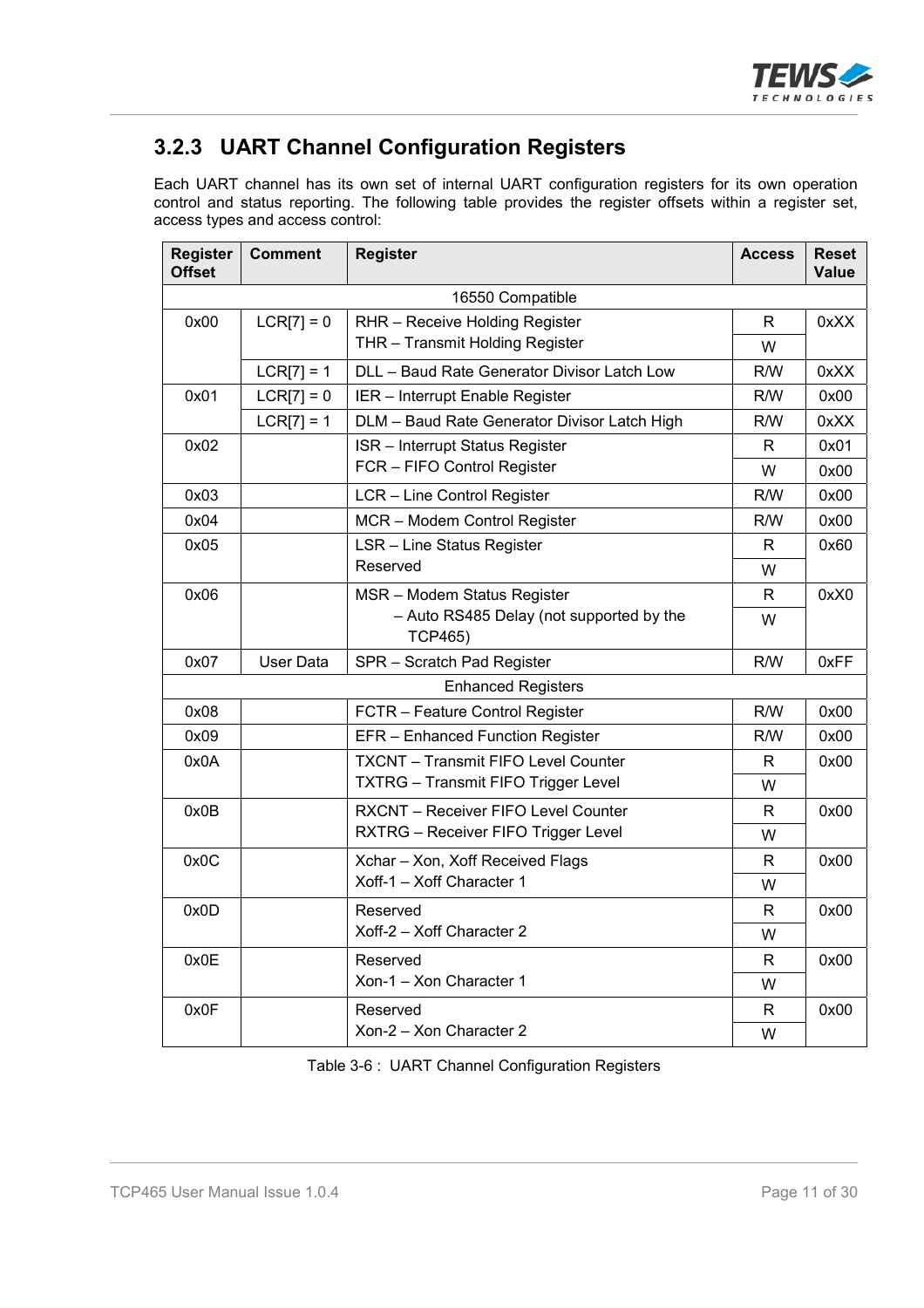### 3.2.3 UART Channel Configuration Registers

Each UART channel has its own set of internal UART configuration registers for its own operation control and status reporting. The following table provides the register offsets within a register set, access types and access control:

| Register Offset | Comment | Register | Access | Reset Value |
|---|---|---|---|---|
| 16550 Compatible | | | | |
| 0x00 | LCR[7] = 0 | RHR – Receive Holding Register | R | 0xXX |
| | | THR – Transmit Holding Register | W | |
| | LCR[7] = 1 | DLL – Baud Rate Generator Divisor Latch Low | R/W | 0xXX |
| 0x01 | LCR[7] = 0 | IER – Interrupt Enable Register | R/W | 0x00 |
| | LCR[7] = 1 | DLM – Baud Rate Generator Divisor Latch High | R/W | 0xXX |
| 0x02 | | ISR – Interrupt Status Register | R | 0x01 |
| | | FCR – FIFO Control Register | W | 0x00 |
| 0x03 | | LCR – Line Control Register | R/W | 0x00 |
| 0x04 | | MCR – Modem Control Register | R/W | 0x00 |
| 0x05 | | LSR – Line Status Register | R | 0x60 |
| | | Reserved | W | |
| 0x06 | | MSR – Modem Status Register | R | 0xX0 |
| | | – Auto RS485 Delay (not supported by the TCP465) | W | |
| 0x07 | User Data | SPR – Scratch Pad Register | R/W | 0xFF |
| Enhanced Registers | | | | |
| 0x08 | | FCTR – Feature Control Register | R/W | 0x00 |
| 0x09 | | EFR – Enhanced Function Register | R/W | 0x00 |
| 0x0A | | TXCNT – Transmit FIFO Level Counter | R | 0x00 |
| | | TXTRG – Transmit FIFO Trigger Level | W | |
| 0x0B | | RXCNT – Receiver FIFO Level Counter | R | 0x00 |
| | | RXTRG – Receiver FIFO Trigger Level | W | |
| 0x0C | | Xchar – Xon, Xoff Received Flags | R | 0x00 |
| | | Xoff-1 – Xoff Character 1 | W | |
| 0x0D | | Reserved | R | 0x00 |
| | | Xoff-2 – Xoff Character 2 | W | |
| 0x0E | | Reserved | R | 0x00 |
| | | Xon-1 – Xon Character 1 | W | |
| 0x0F | | Reserved | R | 0x00 |
| | | Xon-2 – Xon Character 2 | W | |

Table 3-6 : UART Channel Configuration Registers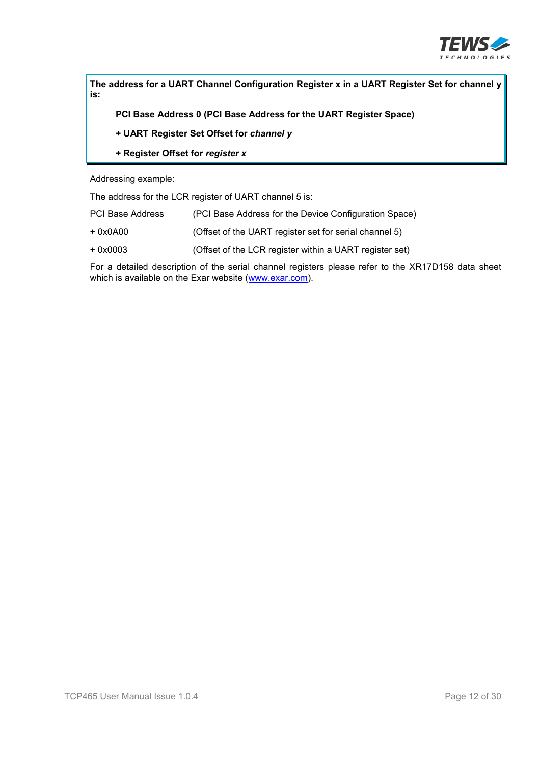**The address for a UART Channel Configuration Register x in a UART Register Set for channel y is:**

> **PCI Base Address 0 (PCI Base Address for the UART Register Space)**
>
> **+ UART Register Set Offset for *channel y***
>
> **+ Register Offset for *register x***

Addressing example:

The address for the LCR register of UART channel 5 is:

| | |
|---|---|
| PCI Base Address | (PCI Base Address for the Device Configuration Space) |
| + 0x0A00 | (Offset of the UART register set for serial channel 5) |
| + 0x0003 | (Offset of the LCR register within a UART register set) |

For a detailed description of the serial channel registers please refer to the XR17D158 data sheet which is available on the Exar website (www.exar.com).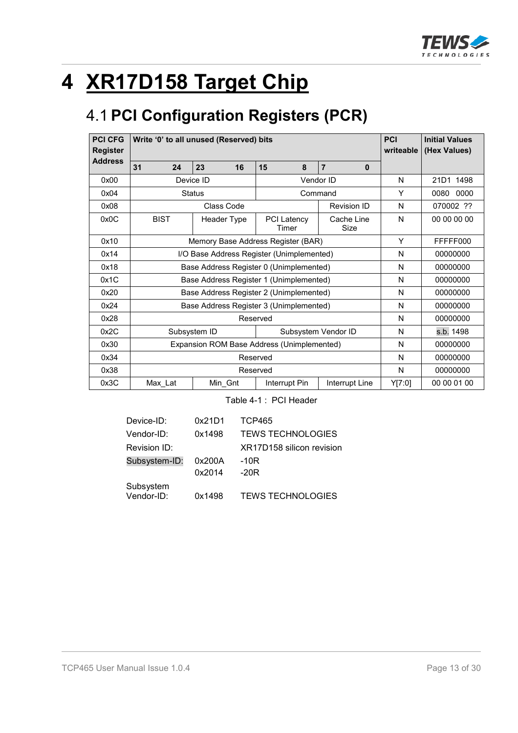# 4 XR17D158 Target Chip

## 4.1 PCI Configuration Registers (PCR)

| PCI CFG Register Address | Write '0' to all unused (Reserved) bits | | | | PCI writeable | Initial Values (Hex Values) |
|---|---|---|---|---|---|---|
| | 31 24 | 23 16 | 15 8 | 7 0 | | |
| 0x00 | Device ID | | Vendor ID | | N | 21D1 1498 |
| 0x04 | Status | | Command | | Y | 0080 0000 |
| 0x08 | Class Code | | | Revision ID | N | 070002 ?? |
| 0x0C | BIST | Header Type | PCI Latency Timer | Cache Line Size | N | 00 00 00 00 |
| 0x10 | Memory Base Address Register (BAR) | | | | Y | FFFFF000 |
| 0x14 | I/O Base Address Register (Unimplemented) | | | | N | 00000000 |
| 0x18 | Base Address Register 0 (Unimplemented) | | | | N | 00000000 |
| 0x1C | Base Address Register 1 (Unimplemented) | | | | N | 00000000 |
| 0x20 | Base Address Register 2 (Unimplemented) | | | | N | 00000000 |
| 0x24 | Base Address Register 3 (Unimplemented) | | | | N | 00000000 |
| 0x28 | Reserved | | | | N | 00000000 |
| 0x2C | Subsystem ID | | Subsystem Vendor ID | | N | s.b. 1498 |
| 0x30 | Expansion ROM Base Address (Unimplemented) | | | | N | 00000000 |
| 0x34 | Reserved | | | | N | 00000000 |
| 0x38 | Reserved | | | | N | 00000000 |
| 0x3C | Max_Lat | Min_Gnt | Interrupt Pin | Interrupt Line | Y[7:0] | 00 00 01 00 |

Table 4-1 : PCI Header

| | | |
|---|---|---|
| Device-ID: | 0x21D1 | TCP465 |
| Vendor-ID: | 0x1498 | TEWS TECHNOLOGIES |
| Revision ID: | | XR17D158 silicon revision |
| Subsystem-ID: | 0x200A | -10R |
| | 0x2014 | -20R |
| Subsystem Vendor-ID: | 0x1498 | TEWS TECHNOLOGIES |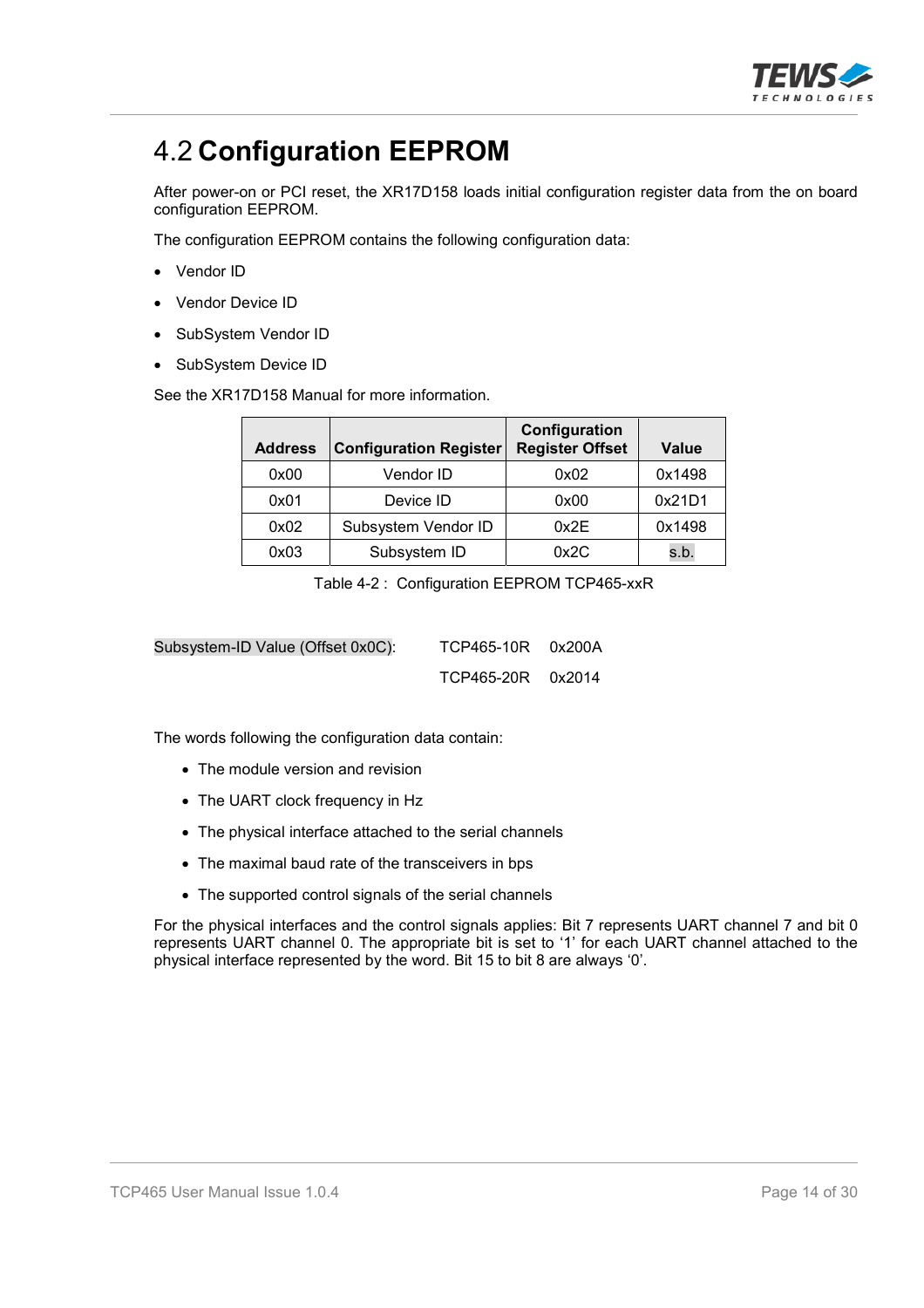## 4.2 Configuration EEPROM

After power-on or PCI reset, the XR17D158 loads initial configuration register data from the on board configuration EEPROM.

The configuration EEPROM contains the following configuration data:

- Vendor ID
- Vendor Device ID
- SubSystem Vendor ID
- SubSystem Device ID

See the XR17D158 Manual for more information.

| Address | Configuration Register | Configuration Register Offset | Value |
|---|---|---|---|
| 0x00 | Vendor ID | 0x02 | 0x1498 |
| 0x01 | Device ID | 0x00 | 0x21D1 |
| 0x02 | Subsystem Vendor ID | 0x2E | 0x1498 |
| 0x03 | Subsystem ID | 0x2C | s.b. |

Table 4-2 : Configuration EEPROM TCP465-xxR

| Subsystem-ID Value (Offset 0x0C): | TCP465-10R | 0x200A |
|---|---|---|
| | TCP465-20R | 0x2014 |

The words following the configuration data contain:

- The module version and revision
- The UART clock frequency in Hz
- The physical interface attached to the serial channels
- The maximal baud rate of the transceivers in bps
- The supported control signals of the serial channels

For the physical interfaces and the control signals applies: Bit 7 represents UART channel 7 and bit 0 represents UART channel 0. The appropriate bit is set to '1' for each UART channel attached to the physical interface represented by the word. Bit 15 to bit 8 are always '0'.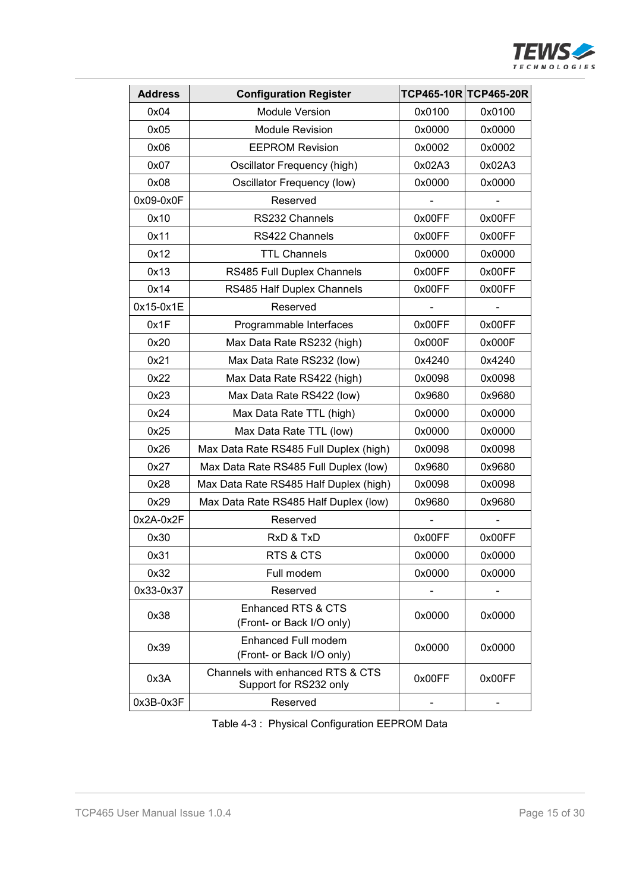| Address | Configuration Register | TCP465-10R | TCP465-20R |
|---|---|---|---|
| 0x04 | Module Version | 0x0100 | 0x0100 |
| 0x05 | Module Revision | 0x0000 | 0x0000 |
| 0x06 | EEPROM Revision | 0x0002 | 0x0002 |
| 0x07 | Oscillator Frequency (high) | 0x02A3 | 0x02A3 |
| 0x08 | Oscillator Frequency (low) | 0x0000 | 0x0000 |
| 0x09-0x0F | Reserved | - | - |
| 0x10 | RS232 Channels | 0x00FF | 0x00FF |
| 0x11 | RS422 Channels | 0x00FF | 0x00FF |
| 0x12 | TTL Channels | 0x0000 | 0x0000 |
| 0x13 | RS485 Full Duplex Channels | 0x00FF | 0x00FF |
| 0x14 | RS485 Half Duplex Channels | 0x00FF | 0x00FF |
| 0x15-0x1E | Reserved | - | - |
| 0x1F | Programmable Interfaces | 0x00FF | 0x00FF |
| 0x20 | Max Data Rate RS232 (high) | 0x000F | 0x000F |
| 0x21 | Max Data Rate RS232 (low) | 0x4240 | 0x4240 |
| 0x22 | Max Data Rate RS422 (high) | 0x0098 | 0x0098 |
| 0x23 | Max Data Rate RS422 (low) | 0x9680 | 0x9680 |
| 0x24 | Max Data Rate TTL (high) | 0x0000 | 0x0000 |
| 0x25 | Max Data Rate TTL (low) | 0x0000 | 0x0000 |
| 0x26 | Max Data Rate RS485 Full Duplex (high) | 0x0098 | 0x0098 |
| 0x27 | Max Data Rate RS485 Full Duplex (low) | 0x9680 | 0x9680 |
| 0x28 | Max Data Rate RS485 Half Duplex (high) | 0x0098 | 0x0098 |
| 0x29 | Max Data Rate RS485 Half Duplex (low) | 0x9680 | 0x9680 |
| 0x2A-0x2F | Reserved | - | - |
| 0x30 | RxD & TxD | 0x00FF | 0x00FF |
| 0x31 | RTS & CTS | 0x0000 | 0x0000 |
| 0x32 | Full modem | 0x0000 | 0x0000 |
| 0x33-0x37 | Reserved | - | - |
| 0x38 | Enhanced RTS & CTS (Front- or Back I/O only) | 0x0000 | 0x0000 |
| 0x39 | Enhanced Full modem (Front- or Back I/O only) | 0x0000 | 0x0000 |
| 0x3A | Channels with enhanced RTS & CTS Support for RS232 only | 0x00FF | 0x00FF |
| 0x3B-0x3F | Reserved | - | - |

Table 4-3 : Physical Configuration EEPROM Data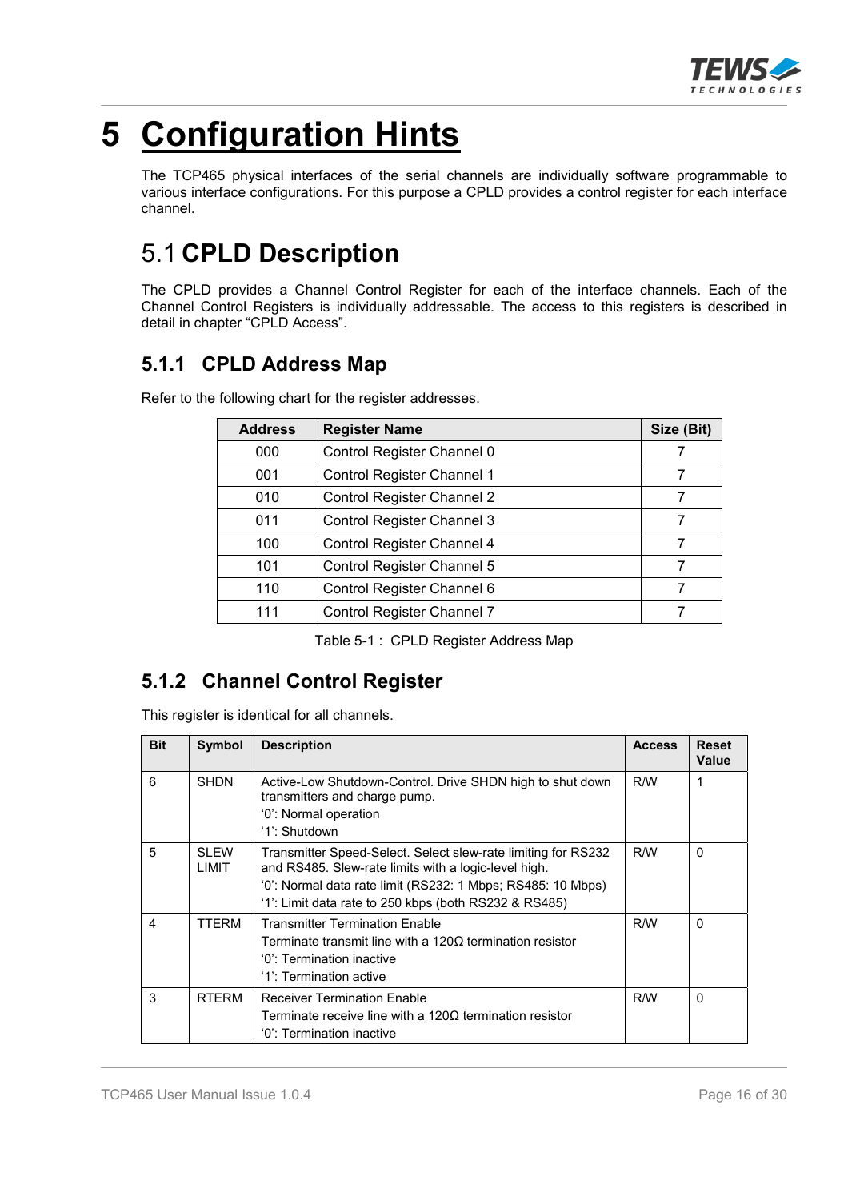# 5 Configuration Hints

The TCP465 physical interfaces of the serial channels are individually software programmable to various interface configurations. For this purpose a CPLD provides a control register for each interface channel.

## 5.1 CPLD Description

The CPLD provides a Channel Control Register for each of the interface channels. Each of the Channel Control Registers is individually addressable. The access to this registers is described in detail in chapter “CPLD Access”.

### 5.1.1 CPLD Address Map

Refer to the following chart for the register addresses.

| Address | Register Name | Size (Bit) |
|---|---|---|
| 000 | Control Register Channel 0 | 7 |
| 001 | Control Register Channel 1 | 7 |
| 010 | Control Register Channel 2 | 7 |
| 011 | Control Register Channel 3 | 7 |
| 100 | Control Register Channel 4 | 7 |
| 101 | Control Register Channel 5 | 7 |
| 110 | Control Register Channel 6 | 7 |
| 111 | Control Register Channel 7 | 7 |

Table 5-1 : CPLD Register Address Map

### 5.1.2 Channel Control Register

This register is identical for all channels.

| Bit | Symbol | Description | Access | Reset Value |
|---|---|---|---|---|
| 6 | SHDN | Active-Low Shutdown-Control. Drive SHDN high to shut down transmitters and charge pump.<br>‘0’: Normal operation<br>‘1’: Shutdown | R/W | 1 |
| 5 | SLEW LIMIT | Transmitter Speed-Select. Select slew-rate limiting for RS232 and RS485. Slew-rate limits with a logic-level high.<br>‘0’: Normal data rate limit (RS232: 1 Mbps; RS485: 10 Mbps)<br>‘1’: Limit data rate to 250 kbps (both RS232 & RS485) | R/W | 0 |
| 4 | TTERM | Transmitter Termination Enable<br>Terminate transmit line with a 120Ω termination resistor<br>‘0’: Termination inactive<br>‘1’: Termination active | R/W | 0 |
| 3 | RTERM | Receiver Termination Enable<br>Terminate receive line with a 120Ω termination resistor<br>‘0’: Termination inactive | R/W | 0 |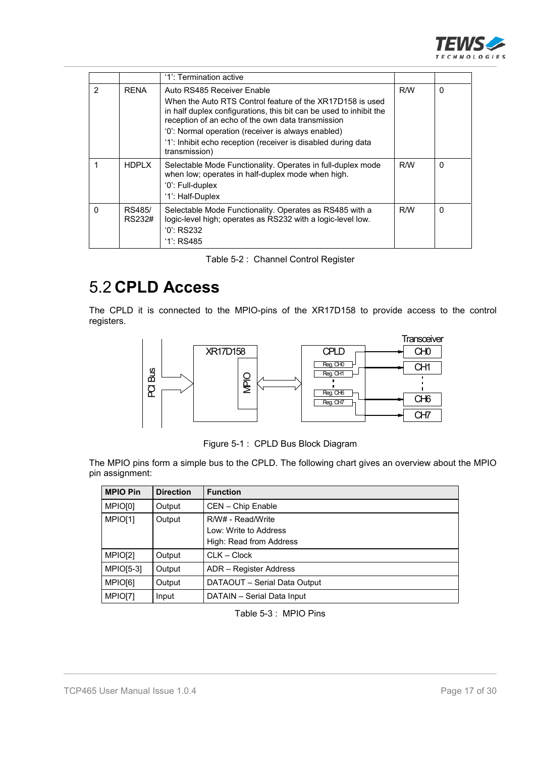| | | '1': Termination active | | |
|---|---|---|---|---|
| 2 | RENA | Auto RS485 Receiver Enable<br>When the Auto RTS Control feature of the XR17D158 is used in half duplex configurations, this bit can be used to inhibit the reception of an echo of the own data transmission<br>'0': Normal operation (receiver is always enabled)<br>'1': Inhibit echo reception (receiver is disabled during data transmission) | R/W | 0 |
| 1 | HDPLX | Selectable Mode Functionality. Operates in full-duplex mode when low; operates in half-duplex mode when high.<br>'0': Full-duplex<br>'1': Half-Duplex | R/W | 0 |
| 0 | RS485/ RS232# | Selectable Mode Functionality. Operates as RS485 with a logic-level high; operates as RS232 with a logic-level low.<br>'0': RS232<br>'1': RS485 | R/W | 0 |

Table 5-2 : Channel Control Register

## 5.2 CPLD Access

The CPLD it is connected to the MPIO-pins of the XR17D158 to provide access to the control registers.

Figure 5-1 : CPLD Bus Block Diagram

The MPIO pins form a simple bus to the CPLD. The following chart gives an overview about the MPIO pin assignment:

| MPIO Pin | Direction | Function |
|---|---|---|
| MPIO[0] | Output | CEN – Chip Enable |
| MPIO[1] | Output | R/W# - Read/Write<br>Low: Write to Address<br>High: Read from Address |
| MPIO[2] | Output | CLK – Clock |
| MPIO[5-3] | Output | ADR – Register Address |
| MPIO[6] | Output | DATAOUT – Serial Data Output |
| MPIO[7] | Input | DATAIN – Serial Data Input |

Table 5-3 : MPIO Pins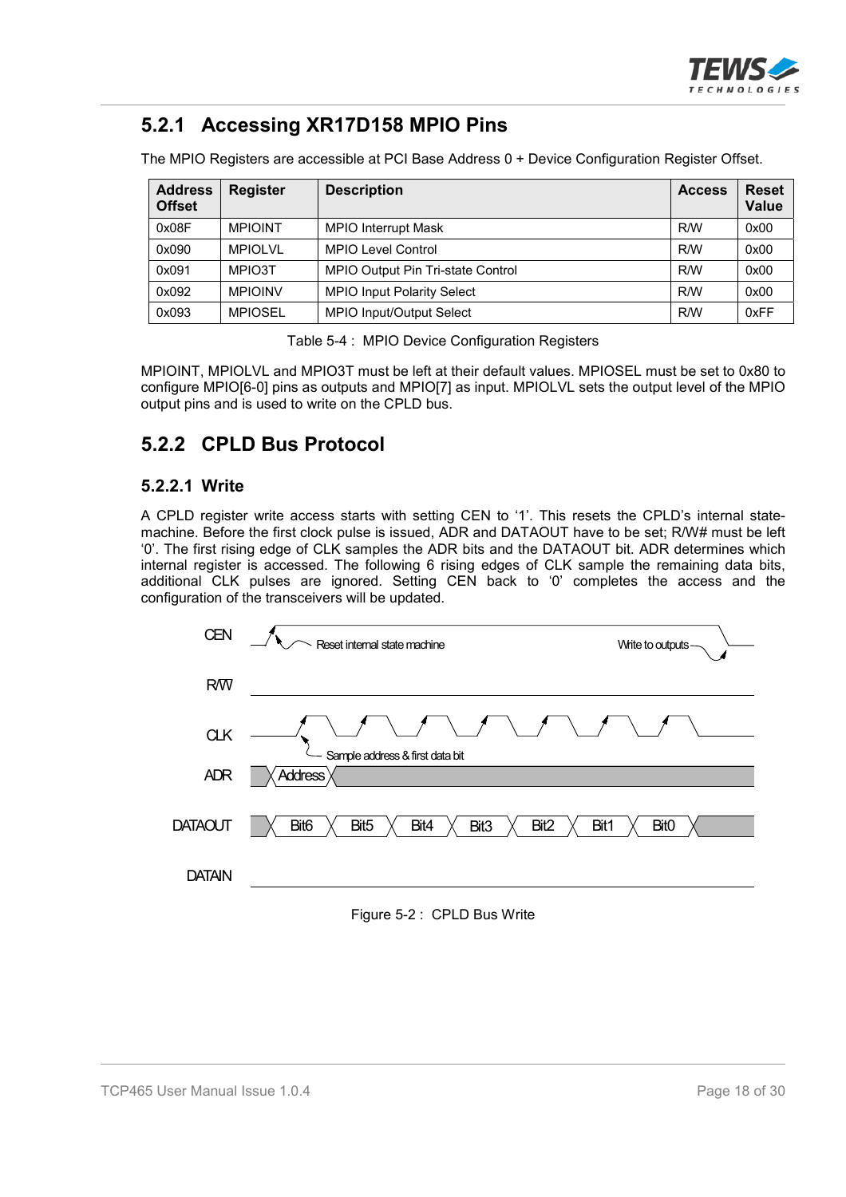## 5.2.1 Accessing XR17D158 MPIO Pins

The MPIO Registers are accessible at PCI Base Address 0 + Device Configuration Register Offset.

| Address Offset | Register | Description | Access | Reset Value |
|---|---|---|---|---|
| 0x08F | MPIOINT | MPIO Interrupt Mask | R/W | 0x00 |
| 0x090 | MPIOLVL | MPIO Level Control | R/W | 0x00 |
| 0x091 | MPIO3T | MPIO Output Pin Tri-state Control | R/W | 0x00 |
| 0x092 | MPIOINV | MPIO Input Polarity Select | R/W | 0x00 |
| 0x093 | MPIOSEL | MPIO Input/Output Select | R/W | 0xFF |

Table 5-4 : MPIO Device Configuration Registers

MPIOINT, MPIOLVL and MPIO3T must be left at their default values. MPIOSEL must be set to 0x80 to configure MPIO[6-0] pins as outputs and MPIO[7] as input. MPIOLVL sets the output level of the MPIO output pins and is used to write on the CPLD bus.

## 5.2.2 CPLD Bus Protocol

### 5.2.2.1 Write

A CPLD register write access starts with setting CEN to '1'. This resets the CPLD's internal state-machine. Before the first clock pulse is issued, ADR and DATAOUT have to be set; R/W# must be left '0'. The first rising edge of CLK samples the ADR bits and the DATAOUT bit. ADR determines which internal register is accessed. The following 6 rising edges of CLK sample the remaining data bits, additional CLK pulses are ignored. Setting CEN back to '0' completes the access and the configuration of the transceivers will be updated.

CEN — Reset internal state machine — Write to outputs

R/W̄

CLK — Sample address & first data bit

ADR — Address

DATAOUT — Bit6, Bit5, Bit4, Bit3, Bit2, Bit1, Bit0

DATAIN

Figure 5-2 : CPLD Bus Write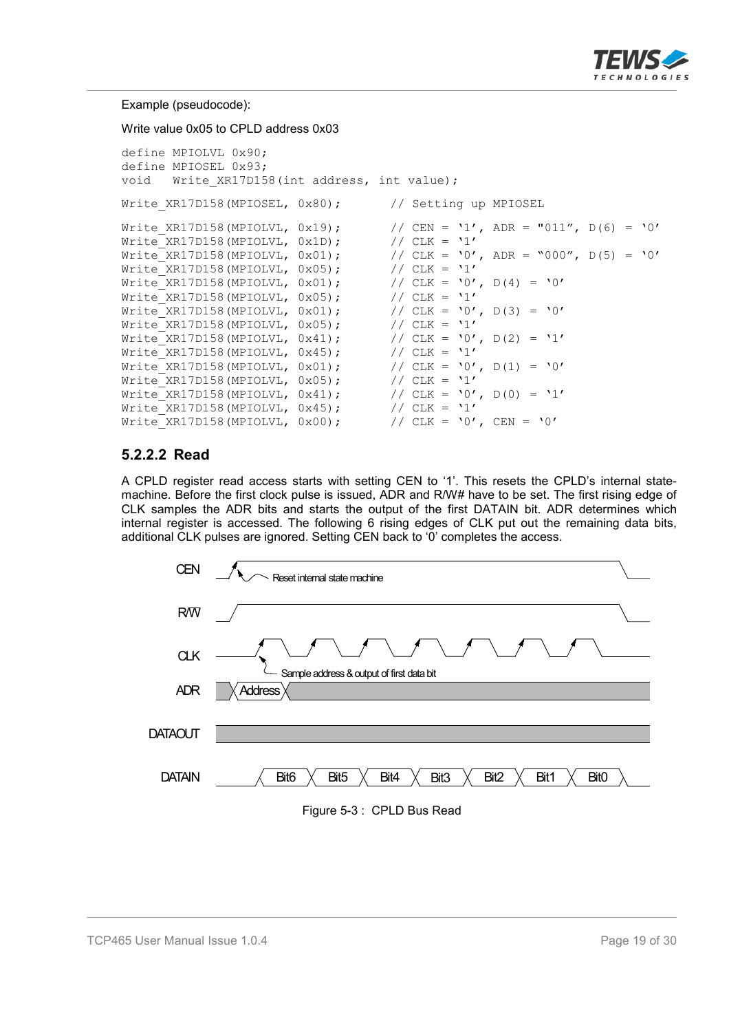Example (pseudocode):

Write value 0x05 to CPLD address 0x03

```
define MPIOLVL 0x90;
define MPIOSEL 0x93;
void   Write_XR17D158(int address, int value);

Write_XR17D158(MPIOSEL, 0x80);        // Setting up MPIOSEL

Write_XR17D158(MPIOLVL, 0x19);        // CEN = '1', ADR = "011", D(6) = '0'
Write_XR17D158(MPIOLVL, 0x1D);        // CLK = '1'
Write_XR17D158(MPIOLVL, 0x01);        // CLK = '0', ADR = "000", D(5) = '0'
Write_XR17D158(MPIOLVL, 0x05);        // CLK = '1'
Write_XR17D158(MPIOLVL, 0x01);        // CLK = '0', D(4) = '0'
Write_XR17D158(MPIOLVL, 0x05);        // CLK = '1'
Write_XR17D158(MPIOLVL, 0x01);        // CLK = '0', D(3) = '0'
Write_XR17D158(MPIOLVL, 0x05);        // CLK = '1'
Write_XR17D158(MPIOLVL, 0x41);        // CLK = '0', D(2) = '1'
Write_XR17D158(MPIOLVL, 0x45);        // CLK = '1'
Write_XR17D158(MPIOLVL, 0x01);        // CLK = '0', D(1) = '0'
Write_XR17D158(MPIOLVL, 0x05);        // CLK = '1'
Write_XR17D158(MPIOLVL, 0x41);        // CLK = '0', D(0) = '1'
Write_XR17D158(MPIOLVL, 0x45);        // CLK = '1'
Write_XR17D158(MPIOLVL, 0x00);        // CLK = '0', CEN = '0'
```

### 5.2.2.2 Read

A CPLD register read access starts with setting CEN to '1'. This resets the CPLD's internal state-machine. Before the first clock pulse is issued, ADR and R/W# have to be set. The first rising edge of CLK samples the ADR bits and starts the output of the first DATAIN bit. ADR determines which internal register is accessed. The following 6 rising edges of CLK put out the remaining data bits, additional CLK pulses are ignored. Setting CEN back to '0' completes the access.

Figure 5-3 : CPLD Bus Read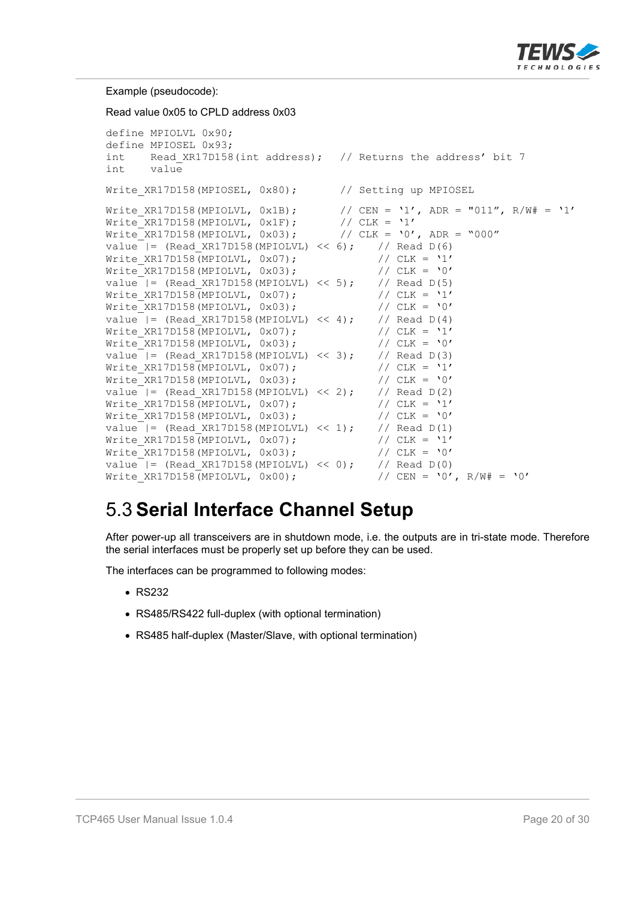Example (pseudocode):

Read value 0x05 to CPLD address 0x03

```
define MPIOLVL 0x90;
define MPIOSEL 0x93;
int     Read_XR17D158(int address);   // Returns the address' bit 7
int     value

Write_XR17D158(MPIOSEL, 0x80);        // Setting up MPIOSEL

Write_XR17D158(MPIOLVL, 0x1B);        // CEN = '1', ADR = "011", R/W# = '1'
Write_XR17D158(MPIOLVL, 0x1F);        // CLK = '1'
Write_XR17D158(MPIOLVL, 0x03);        // CLK = '0', ADR = "000"
value |= (Read_XR17D158(MPIOLVL) << 6);     // Read D(6)
Write_XR17D158(MPIOLVL, 0x07);              // CLK = '1'
Write_XR17D158(MPIOLVL, 0x03);              // CLK = '0'
value |= (Read_XR17D158(MPIOLVL) << 5);     // Read D(5)
Write_XR17D158(MPIOLVL, 0x07);              // CLK = '1'
Write_XR17D158(MPIOLVL, 0x03);              // CLK = '0'
value |= (Read_XR17D158(MPIOLVL) << 4);     // Read D(4)
Write_XR17D158(MPIOLVL, 0x07);              // CLK = '1'
Write_XR17D158(MPIOLVL, 0x03);              // CLK = '0'
value |= (Read_XR17D158(MPIOLVL) << 3);     // Read D(3)
Write_XR17D158(MPIOLVL, 0x07);              // CLK = '1'
Write_XR17D158(MPIOLVL, 0x03);              // CLK = '0'
value |= (Read_XR17D158(MPIOLVL) << 2);     // Read D(2)
Write_XR17D158(MPIOLVL, 0x07);              // CLK = '1'
Write_XR17D158(MPIOLVL, 0x03);              // CLK = '0'
value |= (Read_XR17D158(MPIOLVL) << 1);     // Read D(1)
Write_XR17D158(MPIOLVL, 0x07);              // CLK = '1'
Write_XR17D158(MPIOLVL, 0x03);              // CLK = '0'
value |= (Read_XR17D158(MPIOLVL) << 0);     // Read D(0)
Write_XR17D158(MPIOLVL, 0x00);              // CEN = '0', R/W# = '0'
```

## 5.3 Serial Interface Channel Setup

After power-up all transceivers are in shutdown mode, i.e. the outputs are in tri-state mode. Therefore the serial interfaces must be properly set up before they can be used.

The interfaces can be programmed to following modes:

- RS232
- RS485/RS422 full-duplex (with optional termination)
- RS485 half-duplex (Master/Slave, with optional termination)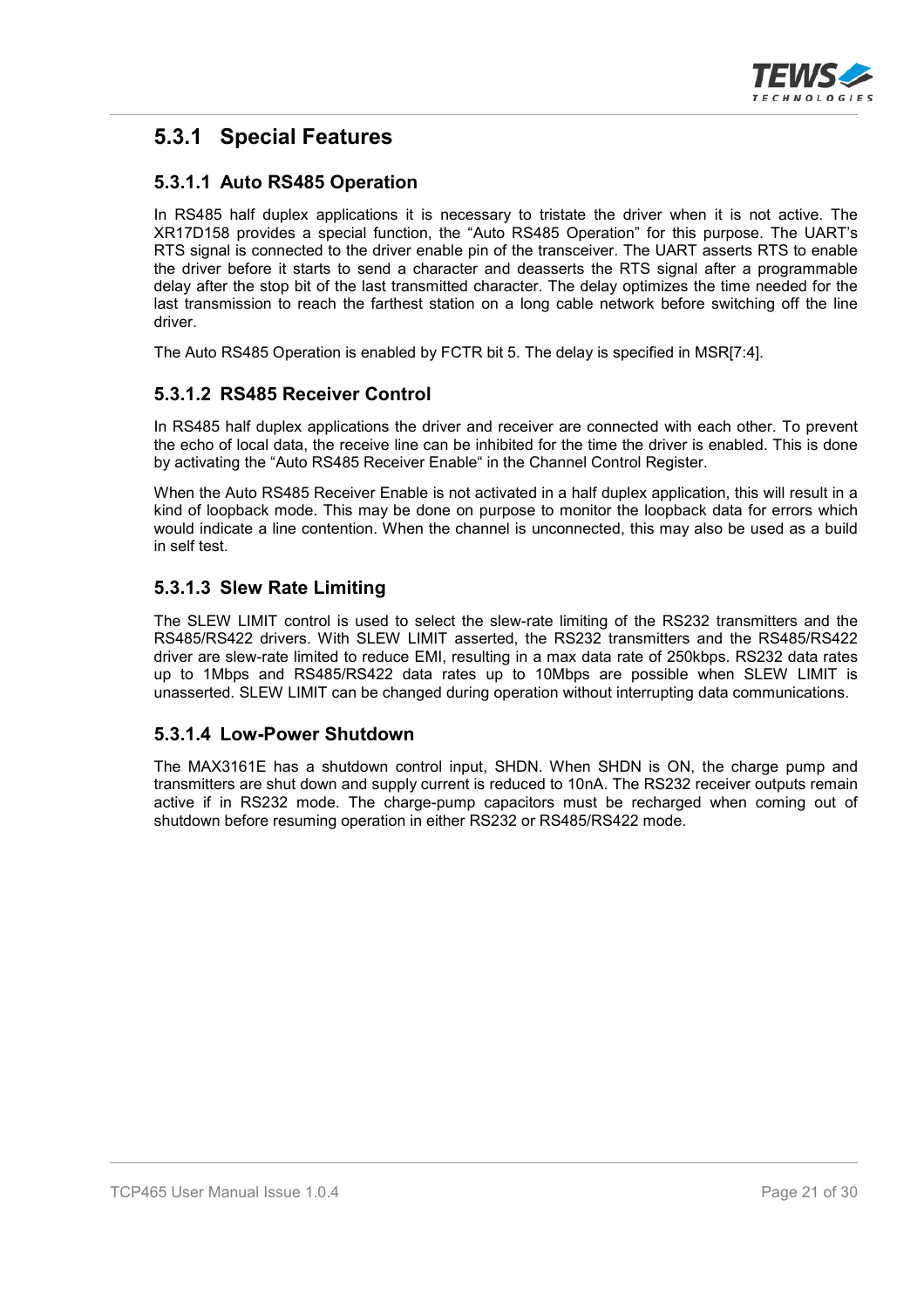## 5.3.1 Special Features

### 5.3.1.1 Auto RS485 Operation

In RS485 half duplex applications it is necessary to tristate the driver when it is not active. The XR17D158 provides a special function, the “Auto RS485 Operation” for this purpose. The UART’s RTS signal is connected to the driver enable pin of the transceiver. The UART asserts RTS to enable the driver before it starts to send a character and deasserts the RTS signal after a programmable delay after the stop bit of the last transmitted character. The delay optimizes the time needed for the last transmission to reach the farthest station on a long cable network before switching off the line driver.

The Auto RS485 Operation is enabled by FCTR bit 5. The delay is specified in MSR[7:4].

### 5.3.1.2 RS485 Receiver Control

In RS485 half duplex applications the driver and receiver are connected with each other. To prevent the echo of local data, the receive line can be inhibited for the time the driver is enabled. This is done by activating the “Auto RS485 Receiver Enable“ in the Channel Control Register.

When the Auto RS485 Receiver Enable is not activated in a half duplex application, this will result in a kind of loopback mode. This may be done on purpose to monitor the loopback data for errors which would indicate a line contention. When the channel is unconnected, this may also be used as a build in self test.

### 5.3.1.3 Slew Rate Limiting

The SLEW LIMIT control is used to select the slew-rate limiting of the RS232 transmitters and the RS485/RS422 drivers. With SLEW LIMIT asserted, the RS232 transmitters and the RS485/RS422 driver are slew-rate limited to reduce EMI, resulting in a max data rate of 250kbps. RS232 data rates up to 1Mbps and RS485/RS422 data rates up to 10Mbps are possible when SLEW LIMIT is unasserted. SLEW LIMIT can be changed during operation without interrupting data communications.

### 5.3.1.4 Low-Power Shutdown

The MAX3161E has a shutdown control input, SHDN. When SHDN is ON, the charge pump and transmitters are shut down and supply current is reduced to 10nA. The RS232 receiver outputs remain active if in RS232 mode. The charge-pump capacitors must be recharged when coming out of shutdown before resuming operation in either RS232 or RS485/RS422 mode.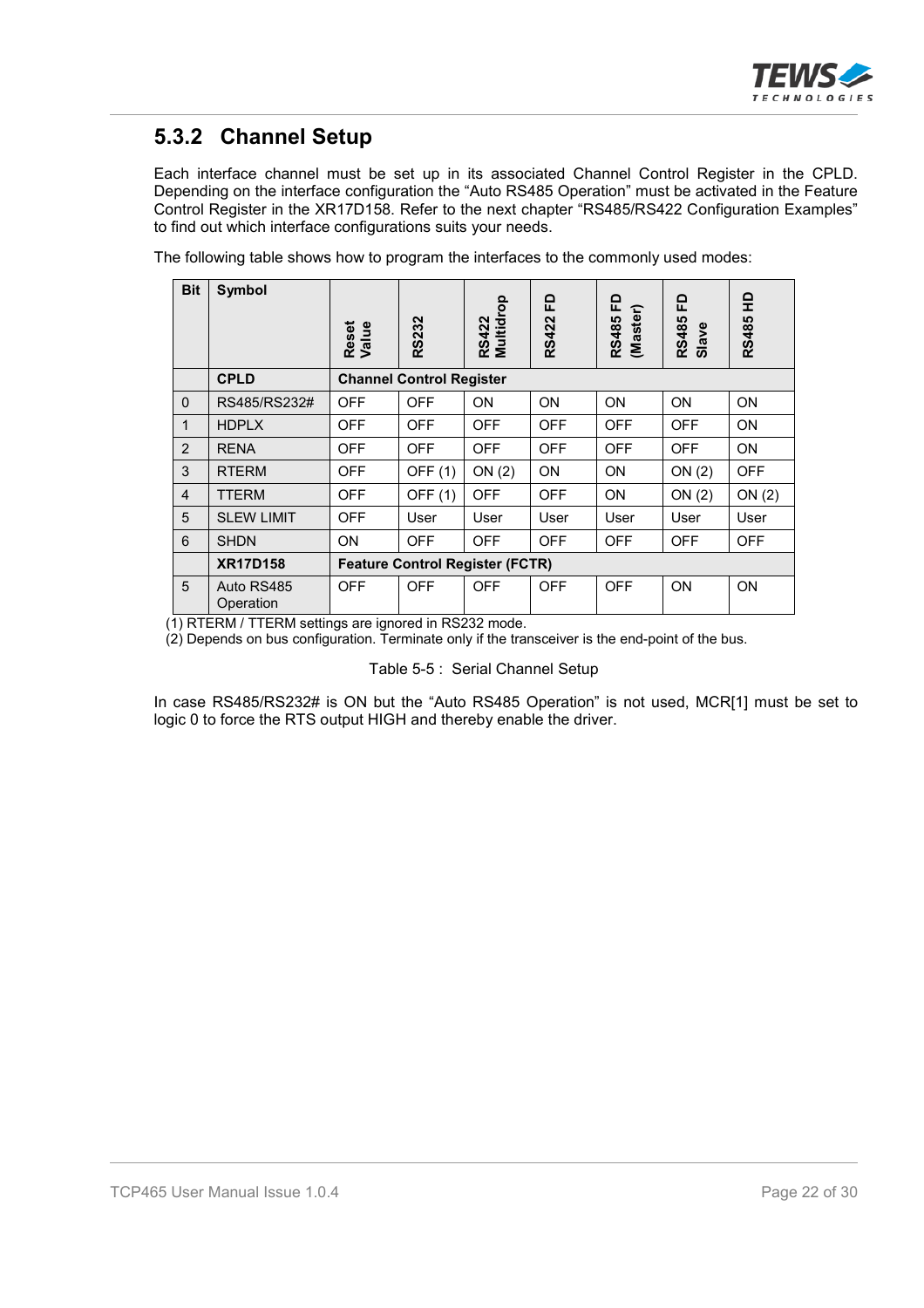### 5.3.2 Channel Setup

Each interface channel must be set up in its associated Channel Control Register in the CPLD. Depending on the interface configuration the "Auto RS485 Operation" must be activated in the Feature Control Register in the XR17D158. Refer to the next chapter "RS485/RS422 Configuration Examples" to find out which interface configurations suits your needs.

The following table shows how to program the interfaces to the commonly used modes:

| Bit | Symbol | Reset Value | RS232 | RS422 Multidrop | RS422 FD | RS485 FD (Master) | RS485 FD Slave | RS485 HD |
|---|---|---|---|---|---|---|---|---|
| | **CPLD** | **Channel Control Register** | | | | | | |
| 0 | RS485/RS232# | OFF | OFF | ON | ON | ON | ON | ON |
| 1 | HDPLX | OFF | OFF | OFF | OFF | OFF | OFF | ON |
| 2 | RENA | OFF | OFF | OFF | OFF | OFF | OFF | ON |
| 3 | RTERM | OFF | OFF (1) | ON (2) | ON | ON | ON (2) | OFF |
| 4 | TTERM | OFF | OFF (1) | OFF | OFF | ON | ON (2) | ON (2) |
| 5 | SLEW LIMIT | OFF | User | User | User | User | User | User |
| 6 | SHDN | ON | OFF | OFF | OFF | OFF | OFF | OFF |
| | **XR17D158** | **Feature Control Register (FCTR)** | | | | | | |
| 5 | Auto RS485 Operation | OFF | OFF | OFF | OFF | OFF | ON | ON |

(1) RTERM / TTERM settings are ignored in RS232 mode.
(2) Depends on bus configuration. Terminate only if the transceiver is the end-point of the bus.

Table 5-5 : Serial Channel Setup

In case RS485/RS232# is ON but the "Auto RS485 Operation" is not used, MCR[1] must be set to logic 0 to force the RTS output HIGH and thereby enable the driver.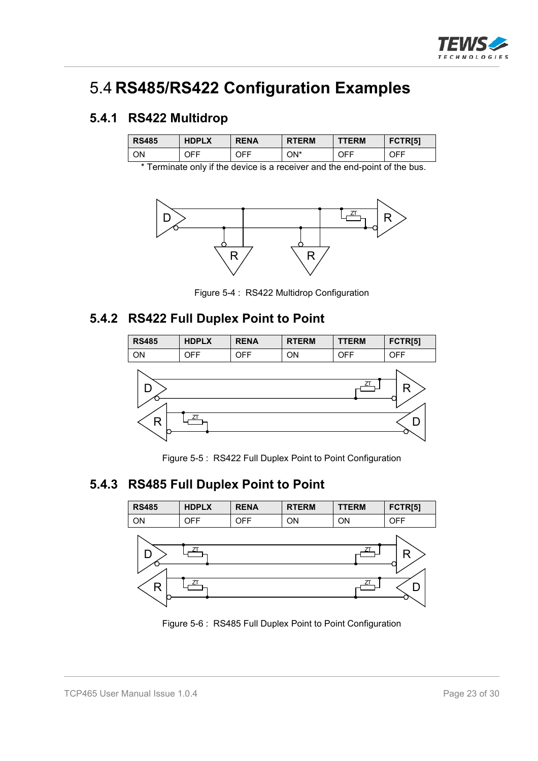# 5.4 RS485/RS422 Configuration Examples

## 5.4.1 RS422 Multidrop

| RS485 | HDPLX | RENA | RTERM | TTERM | FCTR[5] |
|---|---|---|---|---|---|
| ON | OFF | OFF | ON* | OFF | OFF |

* Terminate only if the device is a receiver and the end-point of the bus.

Figure 5-4 : RS422 Multidrop Configuration

## 5.4.2 RS422 Full Duplex Point to Point

| RS485 | HDPLX | RENA | RTERM | TTERM | FCTR[5] |
|---|---|---|---|---|---|
| ON | OFF | OFF | ON | OFF | OFF |

Figure 5-5 : RS422 Full Duplex Point to Point Configuration

## 5.4.3 RS485 Full Duplex Point to Point

| RS485 | HDPLX | RENA | RTERM | TTERM | FCTR[5] |
|---|---|---|---|---|---|
| ON | OFF | OFF | ON | ON | OFF |

Figure 5-6 : RS485 Full Duplex Point to Point Configuration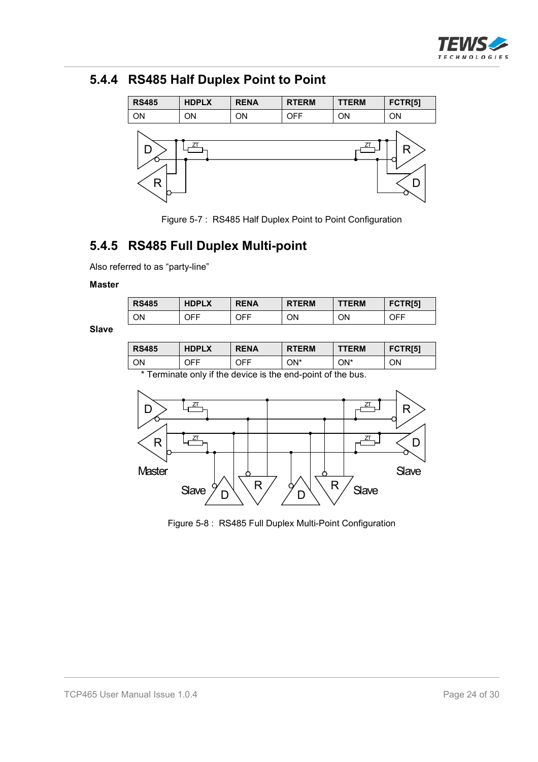## 5.4.4 RS485 Half Duplex Point to Point

| RS485 | HDPLX | RENA | RTERM | TTERM | FCTR[5] |
|---|---|---|---|---|---|
| ON | ON | ON | OFF | ON | ON |

Figure 5-7 : RS485 Half Duplex Point to Point Configuration

## 5.4.5 RS485 Full Duplex Multi-point

Also referred to as “party-line”

**Master**

| RS485 | HDPLX | RENA | RTERM | TTERM | FCTR[5] |
|---|---|---|---|---|---|
| ON | OFF | OFF | ON | ON | OFF |

**Slave**

| RS485 | HDPLX | RENA | RTERM | TTERM | FCTR[5] |
|---|---|---|---|---|---|
| ON | OFF | OFF | ON* | ON* | ON |

\* Terminate only if the device is the end-point of the bus.

Figure 5-8 : RS485 Full Duplex Multi-Point Configuration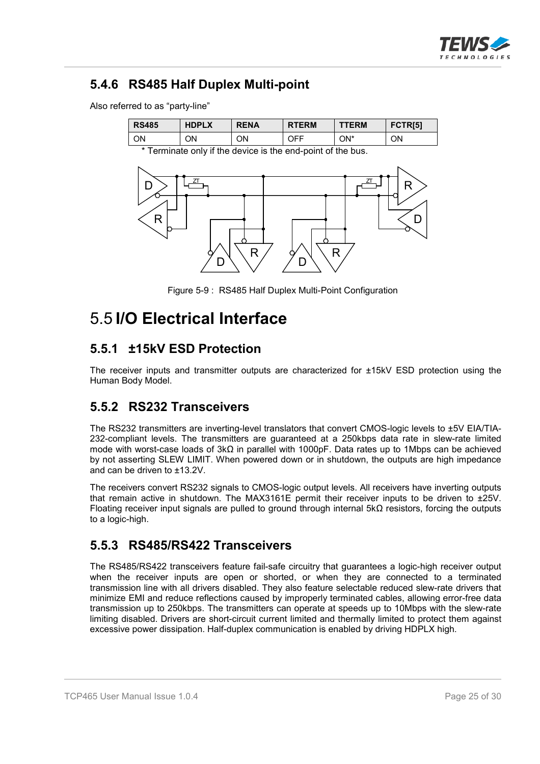### 5.4.6 RS485 Half Duplex Multi-point

Also referred to as "party-line"

| RS485 | HDPLX | RENA | RTERM | TTERM | FCTR[5] |
|---|---|---|---|---|---|
| ON | ON | ON | OFF | ON* | ON |

* Terminate only if the device is the end-point of the bus.

Figure 5-9 : RS485 Half Duplex Multi-Point Configuration

# 5.5 I/O Electrical Interface

## 5.5.1 ±15kV ESD Protection

The receiver inputs and transmitter outputs are characterized for ±15kV ESD protection using the Human Body Model.

## 5.5.2 RS232 Transceivers

The RS232 transmitters are inverting-level translators that convert CMOS-logic levels to ±5V EIA/TIA-232-compliant levels. The transmitters are guaranteed at a 250kbps data rate in slew-rate limited mode with worst-case loads of 3kΩ in parallel with 1000pF. Data rates up to 1Mbps can be achieved by not asserting SLEW LIMIT. When powered down or in shutdown, the outputs are high impedance and can be driven to ±13.2V.

The receivers convert RS232 signals to CMOS-logic output levels. All receivers have inverting outputs that remain active in shutdown. The MAX3161E permit their receiver inputs to be driven to ±25V. Floating receiver input signals are pulled to ground through internal 5kΩ resistors, forcing the outputs to a logic-high.

## 5.5.3 RS485/RS422 Transceivers

The RS485/RS422 transceivers feature fail-safe circuitry that guarantees a logic-high receiver output when the receiver inputs are open or shorted, or when they are connected to a terminated transmission line with all drivers disabled. They also feature selectable reduced slew-rate drivers that minimize EMI and reduce reflections caused by improperly terminated cables, allowing error-free data transmission up to 250kbps. The transmitters can operate at speeds up to 10Mbps with the slew-rate limiting disabled. Drivers are short-circuit current limited and thermally limited to protect them against excessive power dissipation. Half-duplex communication is enabled by driving HDPLX high.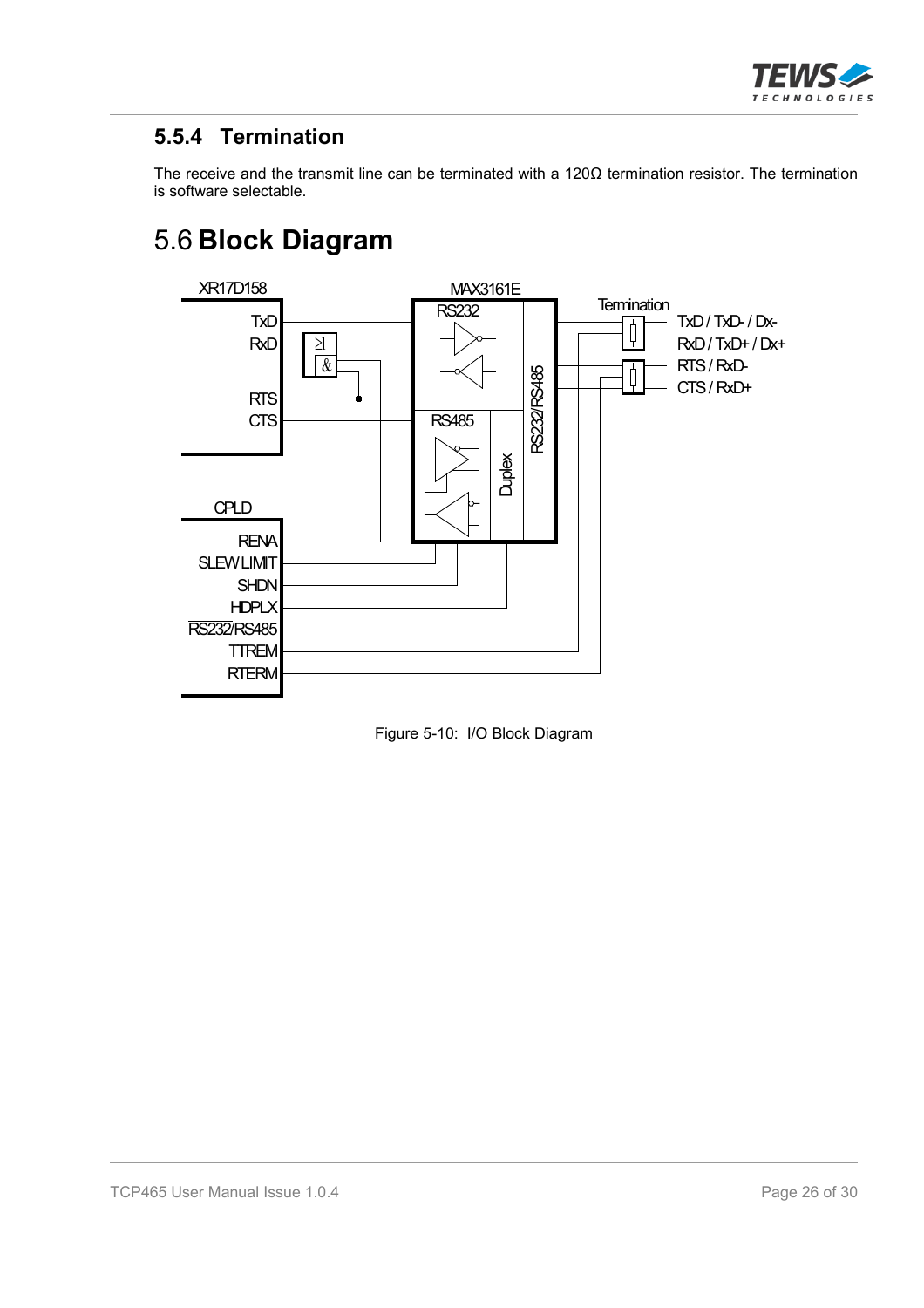### 5.5.4 Termination

The receive and the transmit line can be terminated with a 120Ω termination resistor. The termination is software selectable.

## 5.6 Block Diagram

Figure 5-10: I/O Block Diagram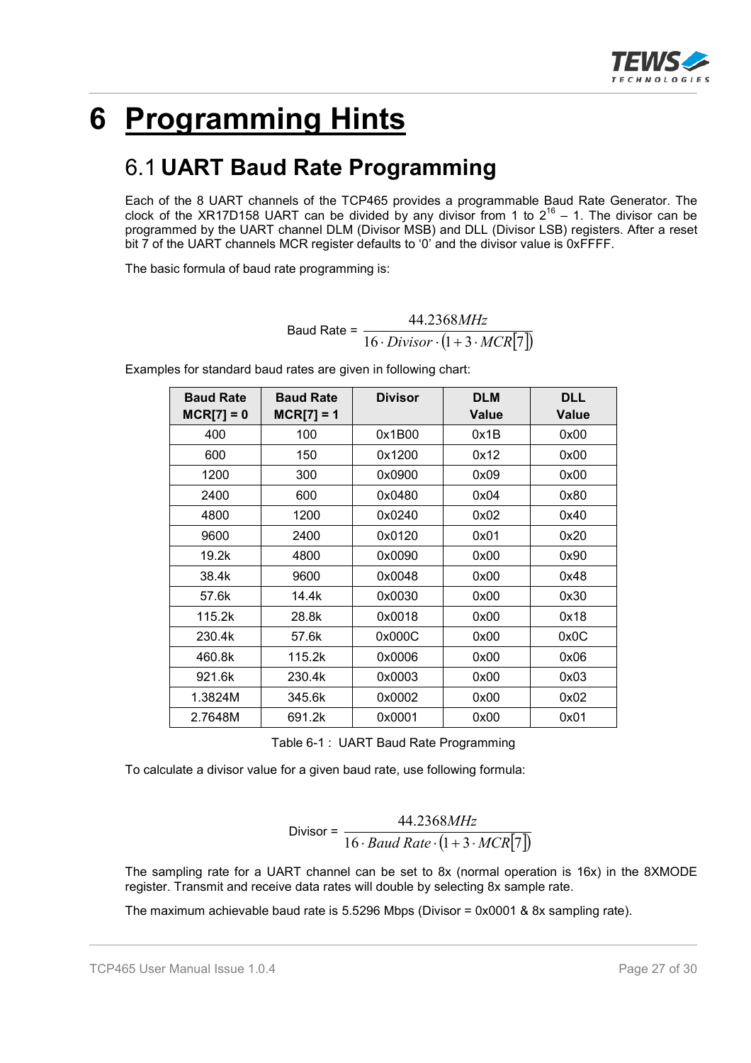# 6 Programming Hints

## 6.1 UART Baud Rate Programming

Each of the 8 UART channels of the TCP465 provides a programmable Baud Rate Generator. The clock of the XR17D158 UART can be divided by any divisor from 1 to $2^{16} - 1$. The divisor can be programmed by the UART channel DLM (Divisor MSB) and DLL (Divisor LSB) registers. After a reset bit 7 of the UART channels MCR register defaults to '0' and the divisor value is 0xFFFF.

The basic formula of baud rate programming is:

$$\text{Baud Rate} = \frac{44.2368MHz}{16 \cdot Divisor \cdot (1 + 3 \cdot MCR[7])}$$

Examples for standard baud rates are given in following chart:

| Baud Rate MCR[7] = 0 | Baud Rate MCR[7] = 1 | Divisor | DLM Value | DLL Value |
|---|---|---|---|---|
| 400 | 100 | 0x1B00 | 0x1B | 0x00 |
| 600 | 150 | 0x1200 | 0x12 | 0x00 |
| 1200 | 300 | 0x0900 | 0x09 | 0x00 |
| 2400 | 600 | 0x0480 | 0x04 | 0x80 |
| 4800 | 1200 | 0x0240 | 0x02 | 0x40 |
| 9600 | 2400 | 0x0120 | 0x01 | 0x20 |
| 19.2k | 4800 | 0x0090 | 0x00 | 0x90 |
| 38.4k | 9600 | 0x0048 | 0x00 | 0x48 |
| 57.6k | 14.4k | 0x0030 | 0x00 | 0x30 |
| 115.2k | 28.8k | 0x0018 | 0x00 | 0x18 |
| 230.4k | 57.6k | 0x000C | 0x00 | 0x0C |
| 460.8k | 115.2k | 0x0006 | 0x00 | 0x06 |
| 921.6k | 230.4k | 0x0003 | 0x00 | 0x03 |
| 1.3824M | 345.6k | 0x0002 | 0x00 | 0x02 |
| 2.7648M | 691.2k | 0x0001 | 0x00 | 0x01 |

Table 6-1 : UART Baud Rate Programming

To calculate a divisor value for a given baud rate, use following formula:

$$\text{Divisor} = \frac{44.2368MHz}{16 \cdot Baud\ Rate \cdot (1 + 3 \cdot MCR[7])}$$

The sampling rate for a UART channel can be set to 8x (normal operation is 16x) in the 8XMODE register. Transmit and receive data rates will double by selecting 8x sample rate.

The maximum achievable baud rate is 5.5296 Mbps (Divisor = 0x0001 & 8x sampling rate).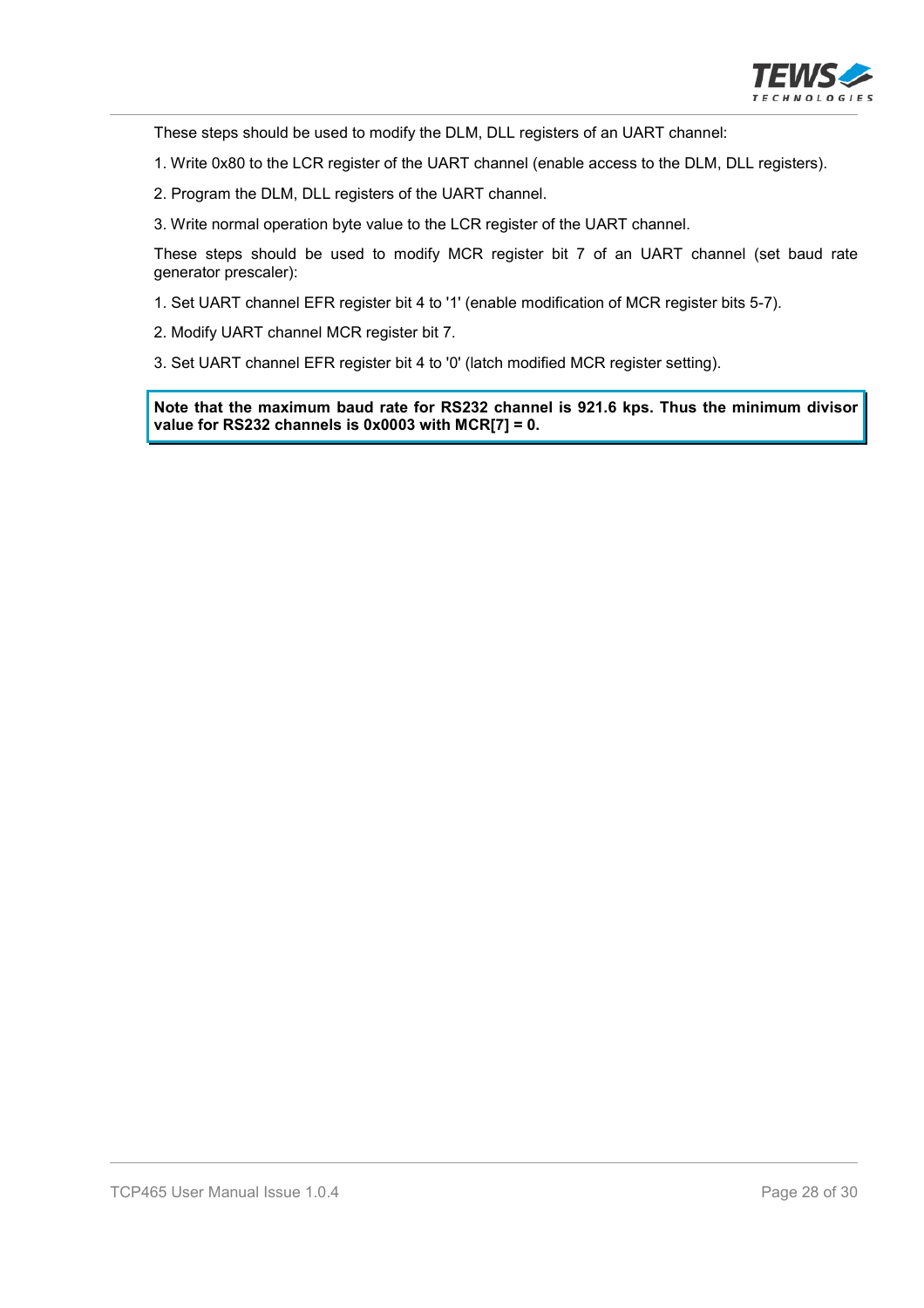These steps should be used to modify the DLM, DLL registers of an UART channel:

1. Write 0x80 to the LCR register of the UART channel (enable access to the DLM, DLL registers).

2. Program the DLM, DLL registers of the UART channel.

3. Write normal operation byte value to the LCR register of the UART channel.

These steps should be used to modify MCR register bit 7 of an UART channel (set baud rate generator prescaler):

1. Set UART channel EFR register bit 4 to '1' (enable modification of MCR register bits 5-7).

2. Modify UART channel MCR register bit 7.

3. Set UART channel EFR register bit 4 to '0' (latch modified MCR register setting).

> **Note that the maximum baud rate for RS232 channel is 921.6 kps. Thus the minimum divisor value for RS232 channels is 0x0003 with MCR[7] = 0.**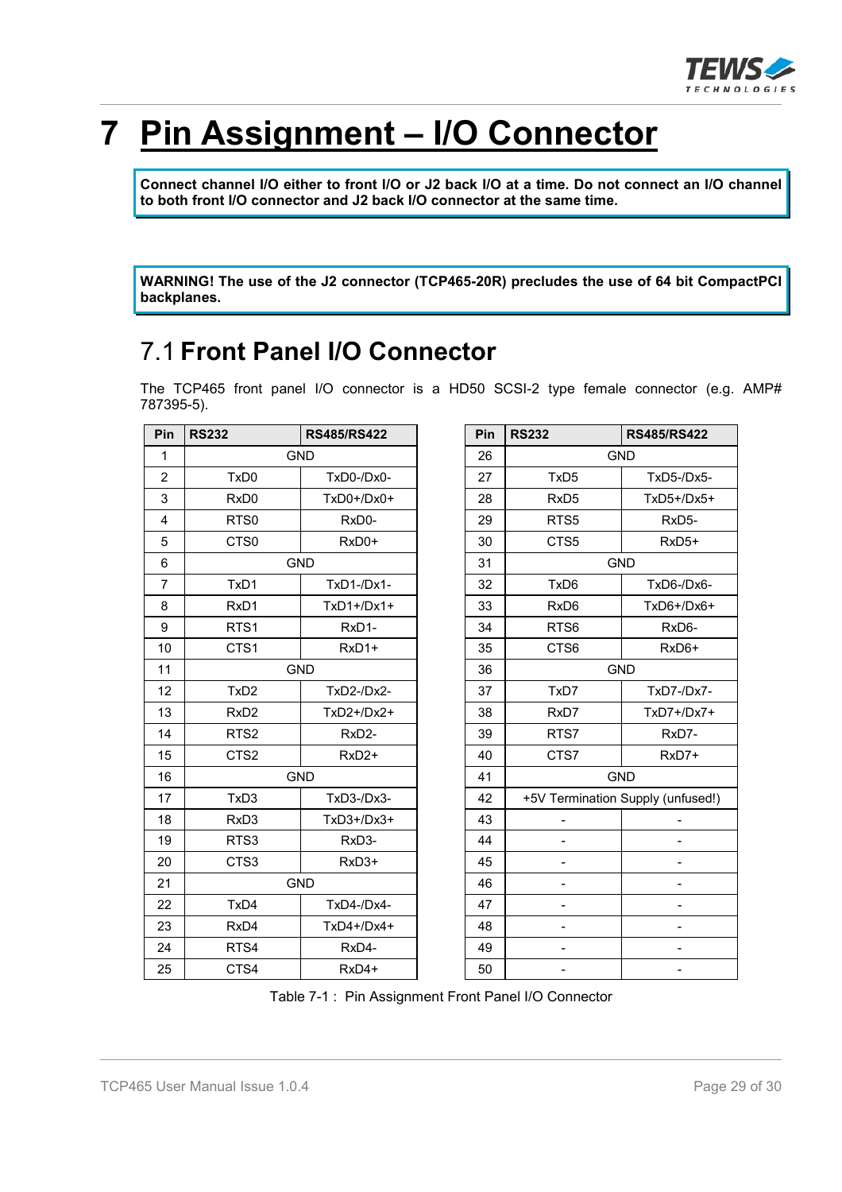# 7 Pin Assignment – I/O Connector

**Connect channel I/O either to front I/O or J2 back I/O at a time. Do not connect an I/O channel to both front I/O connector and J2 back I/O connector at the same time.**

**WARNING! The use of the J2 connector (TCP465-20R) precludes the use of 64 bit CompactPCI backplanes.**

## 7.1 Front Panel I/O Connector

The TCP465 front panel I/O connector is a HD50 SCSI-2 type female connector (e.g. AMP# 787395-5).

| Pin | RS232 | RS485/RS422 |
|---|---|---|
| 1 | GND | |
| 2 | TxD0 | TxD0-/Dx0- |
| 3 | RxD0 | TxD0+/Dx0+ |
| 4 | RTS0 | RxD0- |
| 5 | CTS0 | RxD0+ |
| 6 | GND | |
| 7 | TxD1 | TxD1-/Dx1- |
| 8 | RxD1 | TxD1+/Dx1+ |
| 9 | RTS1 | RxD1- |
| 10 | CTS1 | RxD1+ |
| 11 | GND | |
| 12 | TxD2 | TxD2-/Dx2- |
| 13 | RxD2 | TxD2+/Dx2+ |
| 14 | RTS2 | RxD2- |
| 15 | CTS2 | RxD2+ |
| 16 | GND | |
| 17 | TxD3 | TxD3-/Dx3- |
| 18 | RxD3 | TxD3+/Dx3+ |
| 19 | RTS3 | RxD3- |
| 20 | CTS3 | RxD3+ |
| 21 | GND | |
| 22 | TxD4 | TxD4-/Dx4- |
| 23 | RxD4 | TxD4+/Dx4+ |
| 24 | RTS4 | RxD4- |
| 25 | CTS4 | RxD4+ |

| Pin | RS232 | RS485/RS422 |
|---|---|---|
| 26 | GND | |
| 27 | TxD5 | TxD5-/Dx5- |
| 28 | RxD5 | TxD5+/Dx5+ |
| 29 | RTS5 | RxD5- |
| 30 | CTS5 | RxD5+ |
| 31 | GND | |
| 32 | TxD6 | TxD6-/Dx6- |
| 33 | RxD6 | TxD6+/Dx6+ |
| 34 | RTS6 | RxD6- |
| 35 | CTS6 | RxD6+ |
| 36 | GND | |
| 37 | TxD7 | TxD7-/Dx7- |
| 38 | RxD7 | TxD7+/Dx7+ |
| 39 | RTS7 | RxD7- |
| 40 | CTS7 | RxD7+ |
| 41 | GND | |
| 42 | +5V Termination Supply (unfused!) | |
| 43 | - | - |
| 44 | - | - |
| 45 | - | - |
| 46 | - | - |
| 47 | - | - |
| 48 | - | - |
| 49 | - | - |
| 50 | - | - |

Table 7-1 : Pin Assignment Front Panel I/O Connector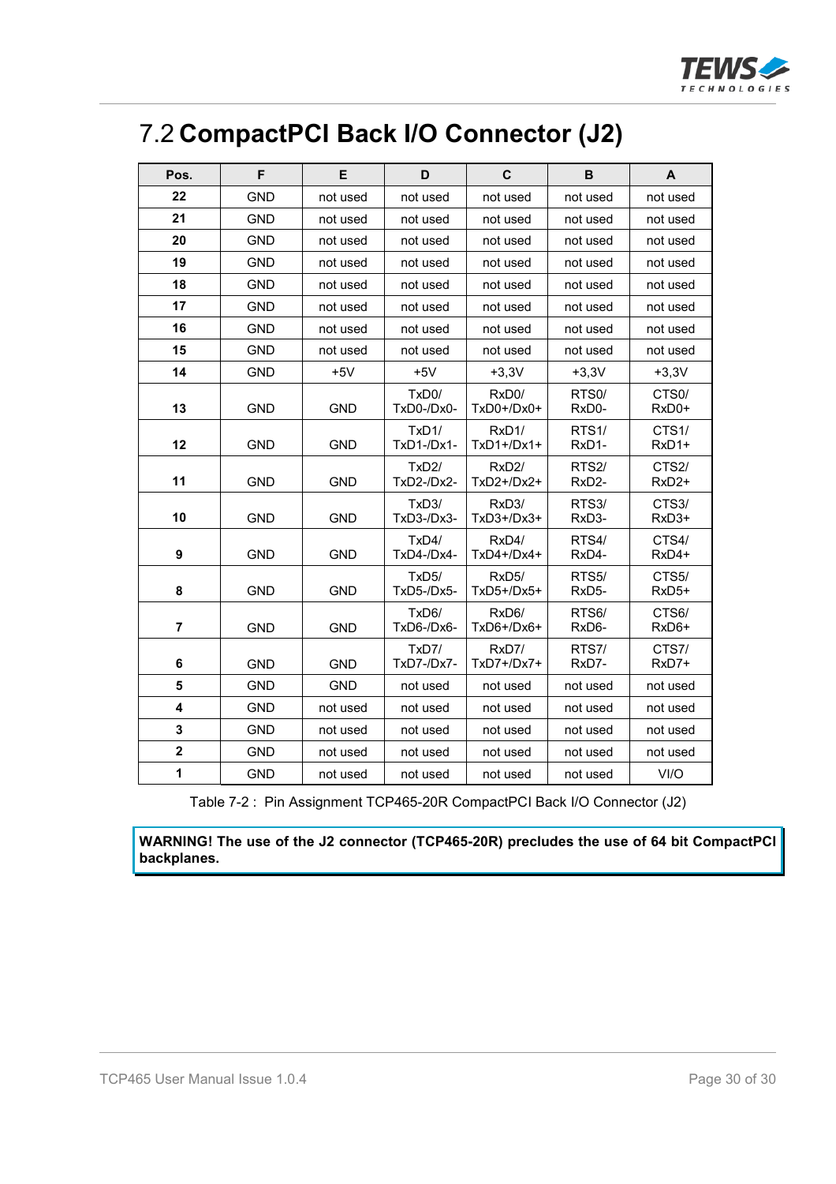## 7.2 CompactPCI Back I/O Connector (J2)

| Pos. | F | E | D | C | B | A |
|---|---|---|---|---|---|---|
| **22** | GND | not used | not used | not used | not used | not used |
| **21** | GND | not used | not used | not used | not used | not used |
| **20** | GND | not used | not used | not used | not used | not used |
| **19** | GND | not used | not used | not used | not used | not used |
| **18** | GND | not used | not used | not used | not used | not used |
| **17** | GND | not used | not used | not used | not used | not used |
| **16** | GND | not used | not used | not used | not used | not used |
| **15** | GND | not used | not used | not used | not used | not used |
| **14** | GND | +5V | +5V | +3,3V | +3,3V | +3,3V |
| **13** | GND | GND | TxD0/ TxD0-/Dx0- | RxD0/ TxD0+/Dx0+ | RTS0/ RxD0- | CTS0/ RxD0+ |
| **12** | GND | GND | TxD1/ TxD1-/Dx1- | RxD1/ TxD1+/Dx1+ | RTS1/ RxD1- | CTS1/ RxD1+ |
| **11** | GND | GND | TxD2/ TxD2-/Dx2- | RxD2/ TxD2+/Dx2+ | RTS2/ RxD2- | CTS2/ RxD2+ |
| **10** | GND | GND | TxD3/ TxD3-/Dx3- | RxD3/ TxD3+/Dx3+ | RTS3/ RxD3- | CTS3/ RxD3+ |
| **9** | GND | GND | TxD4/ TxD4-/Dx4- | RxD4/ TxD4+/Dx4+ | RTS4/ RxD4- | CTS4/ RxD4+ |
| **8** | GND | GND | TxD5/ TxD5-/Dx5- | RxD5/ TxD5+/Dx5+ | RTS5/ RxD5- | CTS5/ RxD5+ |
| **7** | GND | GND | TxD6/ TxD6-/Dx6- | RxD6/ TxD6+/Dx6+ | RTS6/ RxD6- | CTS6/ RxD6+ |
| **6** | GND | GND | TxD7/ TxD7-/Dx7- | RxD7/ TxD7+/Dx7+ | RTS7/ RxD7- | CTS7/ RxD7+ |
| **5** | GND | GND | not used | not used | not used | not used |
| **4** | GND | not used | not used | not used | not used | not used |
| **3** | GND | not used | not used | not used | not used | not used |
| **2** | GND | not used | not used | not used | not used | not used |
| **1** | GND | not used | not used | not used | not used | VI/O |

Table 7-2 : Pin Assignment TCP465-20R CompactPCI Back I/O Connector (J2)

**WARNING! The use of the J2 connector (TCP465-20R) precludes the use of 64 bit CompactPCI backplanes.**